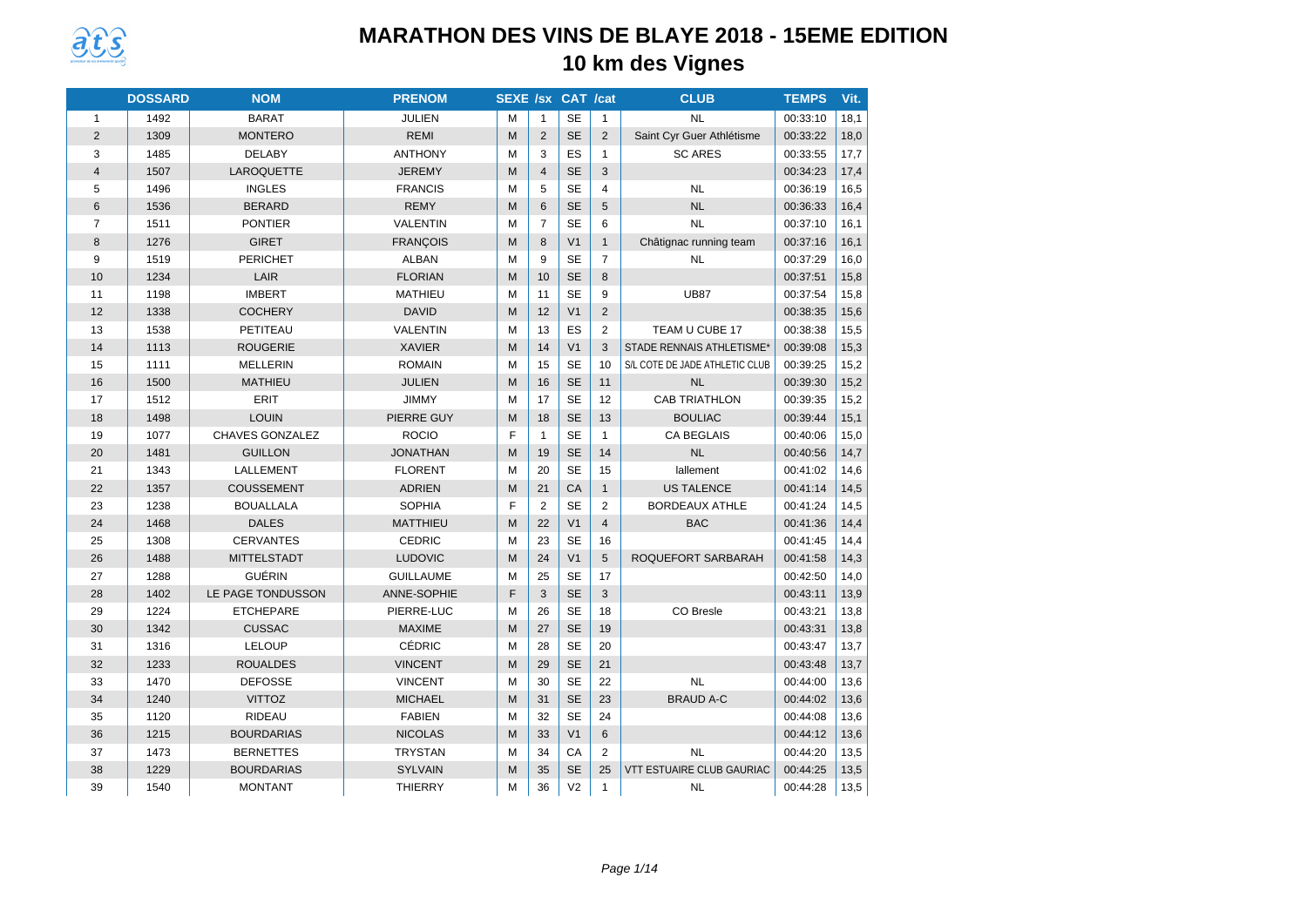# MARATHON DES VINS DE BLAYE 2018 - 15EME EDITION

## 10 km des Vignes

| | DOSSARD | NOM | PRENOM | SEXE | /sx | CAT | /cat | CLUB | TEMPS | Vit. |
|---|---|---|---|---|---|---|---|---|---|---|
| 1 | 1492 | BARAT | JULIEN | M | 1 | SE | 1 | NL | 00:33:10 | 18,1 |
| 2 | 1309 | MONTERO | REMI | M | 2 | SE | 2 | Saint Cyr Guer Athlétisme | 00:33:22 | 18,0 |
| 3 | 1485 | DELABY | ANTHONY | M | 3 | ES | 1 | SC ARES | 00:33:55 | 17,7 |
| 4 | 1507 | LAROQUETTE | JEREMY | M | 4 | SE | 3 | | 00:34:23 | 17,4 |
| 5 | 1496 | INGLES | FRANCIS | M | 5 | SE | 4 | NL | 00:36:19 | 16,5 |
| 6 | 1536 | BERARD | REMY | M | 6 | SE | 5 | NL | 00:36:33 | 16,4 |
| 7 | 1511 | PONTIER | VALENTIN | M | 7 | SE | 6 | NL | 00:37:10 | 16,1 |
| 8 | 1276 | GIRET | FRANÇOIS | M | 8 | V1 | 1 | Châtignac running team | 00:37:16 | 16,1 |
| 9 | 1519 | PERICHET | ALBAN | M | 9 | SE | 7 | NL | 00:37:29 | 16,0 |
| 10 | 1234 | LAIR | FLORIAN | M | 10 | SE | 8 | | 00:37:51 | 15,8 |
| 11 | 1198 | IMBERT | MATHIEU | M | 11 | SE | 9 | UB87 | 00:37:54 | 15,8 |
| 12 | 1338 | COCHERY | DAVID | M | 12 | V1 | 2 | | 00:38:35 | 15,6 |
| 13 | 1538 | PETITEAU | VALENTIN | M | 13 | ES | 2 | TEAM U CUBE 17 | 00:38:38 | 15,5 |
| 14 | 1113 | ROUGERIE | XAVIER | M | 14 | V1 | 3 | STADE RENNAIS ATHLETISME* | 00:39:08 | 15,3 |
| 15 | 1111 | MELLERIN | ROMAIN | M | 15 | SE | 10 | S/L COTE DE JADE ATHLETIC CLUB | 00:39:25 | 15,2 |
| 16 | 1500 | MATHIEU | JULIEN | M | 16 | SE | 11 | NL | 00:39:30 | 15,2 |
| 17 | 1512 | ERIT | JIMMY | M | 17 | SE | 12 | CAB TRIATHLON | 00:39:35 | 15,2 |
| 18 | 1498 | LOUIN | PIERRE GUY | M | 18 | SE | 13 | BOULIAC | 00:39:44 | 15,1 |
| 19 | 1077 | CHAVES GONZALEZ | ROCIO | F | 1 | SE | 1 | CA BEGLAIS | 00:40:06 | 15,0 |
| 20 | 1481 | GUILLON | JONATHAN | M | 19 | SE | 14 | NL | 00:40:56 | 14,7 |
| 21 | 1343 | LALLEMENT | FLORENT | M | 20 | SE | 15 | lallement | 00:41:02 | 14,6 |
| 22 | 1357 | COUSSEMENT | ADRIEN | M | 21 | CA | 1 | US TALENCE | 00:41:14 | 14,5 |
| 23 | 1238 | BOUALLALA | SOPHIA | F | 2 | SE | 2 | BORDEAUX ATHLE | 00:41:24 | 14,5 |
| 24 | 1468 | DALES | MATTHIEU | M | 22 | V1 | 4 | BAC | 00:41:36 | 14,4 |
| 25 | 1308 | CERVANTES | CEDRIC | M | 23 | SE | 16 | | 00:41:45 | 14,4 |
| 26 | 1488 | MITTELSTADT | LUDOVIC | M | 24 | V1 | 5 | ROQUEFORT SARBARAH | 00:41:58 | 14,3 |
| 27 | 1288 | GUÉRIN | GUILLAUME | M | 25 | SE | 17 | | 00:42:50 | 14,0 |
| 28 | 1402 | LE PAGE TONDUSSON | ANNE-SOPHIE | F | 3 | SE | 3 | | 00:43:11 | 13,9 |
| 29 | 1224 | ETCHEPARE | PIERRE-LUC | M | 26 | SE | 18 | CO Bresle | 00:43:21 | 13,8 |
| 30 | 1342 | CUSSAC | MAXIME | M | 27 | SE | 19 | | 00:43:31 | 13,8 |
| 31 | 1316 | LELOUP | CÉDRIC | M | 28 | SE | 20 | | 00:43:47 | 13,7 |
| 32 | 1233 | ROUALDES | VINCENT | M | 29 | SE | 21 | | 00:43:48 | 13,7 |
| 33 | 1470 | DEFOSSE | VINCENT | M | 30 | SE | 22 | NL | 00:44:00 | 13,6 |
| 34 | 1240 | VITTOZ | MICHAEL | M | 31 | SE | 23 | BRAUD A-C | 00:44:02 | 13,6 |
| 35 | 1120 | RIDEAU | FABIEN | M | 32 | SE | 24 | | 00:44:08 | 13,6 |
| 36 | 1215 | BOURDARIAS | NICOLAS | M | 33 | V1 | 6 | | 00:44:12 | 13,6 |
| 37 | 1473 | BERNETTES | TRYSTAN | M | 34 | CA | 2 | NL | 00:44:20 | 13,5 |
| 38 | 1229 | BOURDARIAS | SYLVAIN | M | 35 | SE | 25 | VTT ESTUAIRE CLUB GAURIAC | 00:44:25 | 13,5 |
| 39 | 1540 | MONTANT | THIERRY | M | 36 | V2 | 1 | NL | 00:44:28 | 13,5 |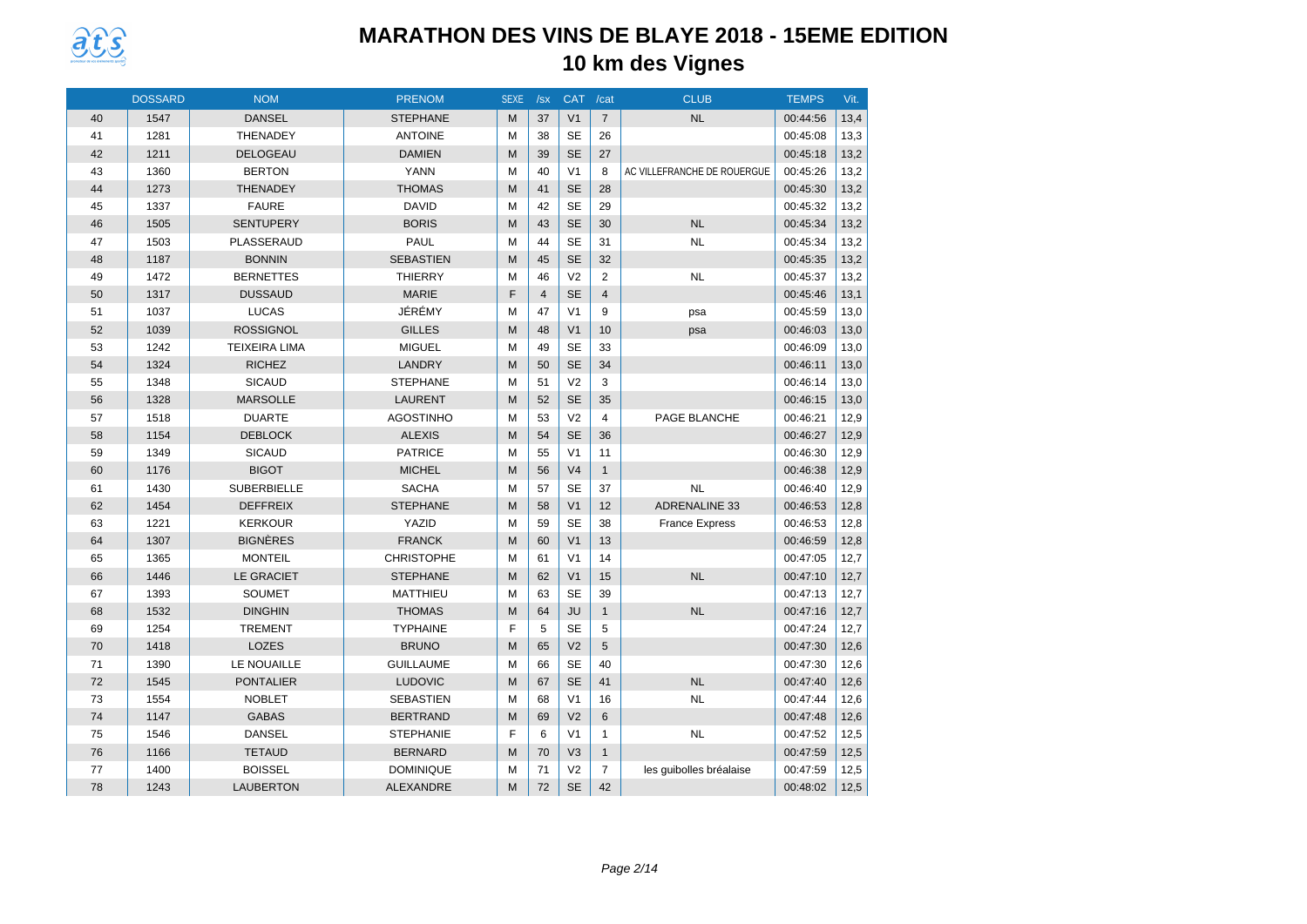# MARATHON DES VINS DE BLAYE 2018 - 15EME EDITION

## 10 km des Vignes

| | DOSSARD | NOM | PRENOM | SEXE | /sx | CAT | /cat | CLUB | TEMPS | Vit. |
|---|---|---|---|---|---|---|---|---|---|---|
| 40 | 1547 | DANSEL | STEPHANE | M | 37 | V1 | 7 | NL | 00:44:56 | 13,4 |
| 41 | 1281 | THENADEY | ANTOINE | M | 38 | SE | 26 | | 00:45:08 | 13,3 |
| 42 | 1211 | DELOGEAU | DAMIEN | M | 39 | SE | 27 | | 00:45:18 | 13,2 |
| 43 | 1360 | BERTON | YANN | M | 40 | V1 | 8 | AC VILLEFRANCHE DE ROUERGUE | 00:45:26 | 13,2 |
| 44 | 1273 | THENADEY | THOMAS | M | 41 | SE | 28 | | 00:45:30 | 13,2 |
| 45 | 1337 | FAURE | DAVID | M | 42 | SE | 29 | | 00:45:32 | 13,2 |
| 46 | 1505 | SENTUPERY | BORIS | M | 43 | SE | 30 | NL | 00:45:34 | 13,2 |
| 47 | 1503 | PLASSERAUD | PAUL | M | 44 | SE | 31 | NL | 00:45:34 | 13,2 |
| 48 | 1187 | BONNIN | SEBASTIEN | M | 45 | SE | 32 | | 00:45:35 | 13,2 |
| 49 | 1472 | BERNETTES | THIERRY | M | 46 | V2 | 2 | NL | 00:45:37 | 13,2 |
| 50 | 1317 | DUSSAUD | MARIE | F | 4 | SE | 4 | | 00:45:46 | 13,1 |
| 51 | 1037 | LUCAS | JÉRÉMY | M | 47 | V1 | 9 | psa | 00:45:59 | 13,0 |
| 52 | 1039 | ROSSIGNOL | GILLES | M | 48 | V1 | 10 | psa | 00:46:03 | 13,0 |
| 53 | 1242 | TEIXEIRA LIMA | MIGUEL | M | 49 | SE | 33 | | 00:46:09 | 13,0 |
| 54 | 1324 | RICHEZ | LANDRY | M | 50 | SE | 34 | | 00:46:11 | 13,0 |
| 55 | 1348 | SICAUD | STEPHANE | M | 51 | V2 | 3 | | 00:46:14 | 13,0 |
| 56 | 1328 | MARSOLLE | LAURENT | M | 52 | SE | 35 | | 00:46:15 | 13,0 |
| 57 | 1518 | DUARTE | AGOSTINHO | M | 53 | V2 | 4 | PAGE BLANCHE | 00:46:21 | 12,9 |
| 58 | 1154 | DEBLOCK | ALEXIS | M | 54 | SE | 36 | | 00:46:27 | 12,9 |
| 59 | 1349 | SICAUD | PATRICE | M | 55 | V1 | 11 | | 00:46:30 | 12,9 |
| 60 | 1176 | BIGOT | MICHEL | M | 56 | V4 | 1 | | 00:46:38 | 12,9 |
| 61 | 1430 | SUBERBIELLE | SACHA | M | 57 | SE | 37 | NL | 00:46:40 | 12,9 |
| 62 | 1454 | DEFFREIX | STEPHANE | M | 58 | V1 | 12 | ADRENALINE 33 | 00:46:53 | 12,8 |
| 63 | 1221 | KERKOUR | YAZID | M | 59 | SE | 38 | France Express | 00:46:53 | 12,8 |
| 64 | 1307 | BIGNÈRES | FRANCK | M | 60 | V1 | 13 | | 00:46:59 | 12,8 |
| 65 | 1365 | MONTEIL | CHRISTOPHE | M | 61 | V1 | 14 | | 00:47:05 | 12,7 |
| 66 | 1446 | LE GRACIET | STEPHANE | M | 62 | V1 | 15 | NL | 00:47:10 | 12,7 |
| 67 | 1393 | SOUMET | MATTHIEU | M | 63 | SE | 39 | | 00:47:13 | 12,7 |
| 68 | 1532 | DINGHIN | THOMAS | M | 64 | JU | 1 | NL | 00:47:16 | 12,7 |
| 69 | 1254 | TREMENT | TYPHAINE | F | 5 | SE | 5 | | 00:47:24 | 12,7 |
| 70 | 1418 | LOZES | BRUNO | M | 65 | V2 | 5 | | 00:47:30 | 12,6 |
| 71 | 1390 | LE NOUAILLE | GUILLAUME | M | 66 | SE | 40 | | 00:47:30 | 12,6 |
| 72 | 1545 | PONTALIER | LUDOVIC | M | 67 | SE | 41 | NL | 00:47:40 | 12,6 |
| 73 | 1554 | NOBLET | SEBASTIEN | M | 68 | V1 | 16 | NL | 00:47:44 | 12,6 |
| 74 | 1147 | GABAS | BERTRAND | M | 69 | V2 | 6 | | 00:47:48 | 12,6 |
| 75 | 1546 | DANSEL | STEPHANIE | F | 6 | V1 | 1 | NL | 00:47:52 | 12,5 |
| 76 | 1166 | TETAUD | BERNARD | M | 70 | V3 | 1 | | 00:47:59 | 12,5 |
| 77 | 1400 | BOISSEL | DOMINIQUE | M | 71 | V2 | 7 | les guibolles bréalaise | 00:47:59 | 12,5 |
| 78 | 1243 | LAUBERTON | ALEXANDRE | M | 72 | SE | 42 | | 00:48:02 | 12,5 |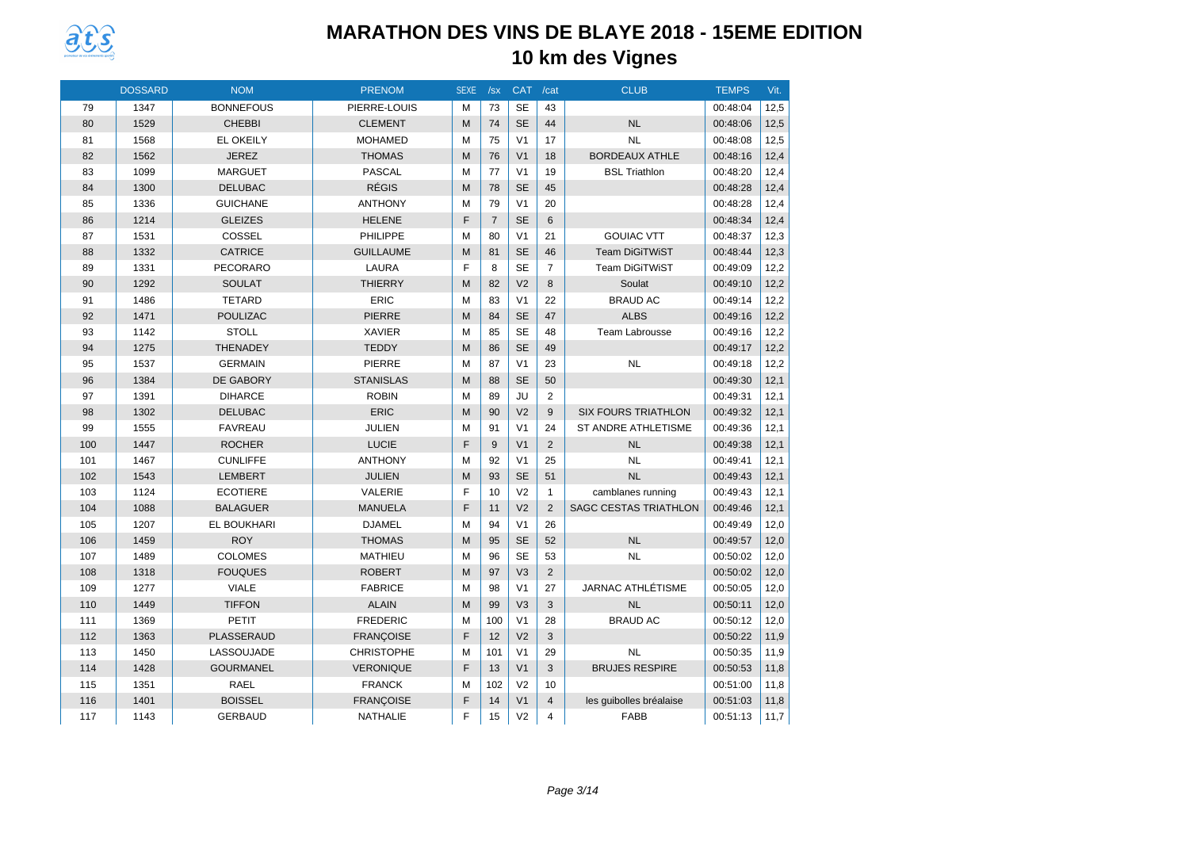# MARATHON DES VINS DE BLAYE 2018 - 15EME EDITION

## 10 km des Vignes

| | DOSSARD | NOM | PRENOM | SEXE | /sx | CAT | /cat | CLUB | TEMPS | Vit. |
|---|---|---|---|---|---|---|---|---|---|---|
| 79 | 1347 | BONNEFOUS | PIERRE-LOUIS | M | 73 | SE | 43 | | 00:48:04 | 12,5 |
| 80 | 1529 | CHEBBI | CLEMENT | M | 74 | SE | 44 | NL | 00:48:06 | 12,5 |
| 81 | 1568 | EL OKEILY | MOHAMED | M | 75 | V1 | 17 | NL | 00:48:08 | 12,5 |
| 82 | 1562 | JEREZ | THOMAS | M | 76 | V1 | 18 | BORDEAUX ATHLE | 00:48:16 | 12,4 |
| 83 | 1099 | MARGUET | PASCAL | M | 77 | V1 | 19 | BSL Triathlon | 00:48:20 | 12,4 |
| 84 | 1300 | DELUBAC | RÉGIS | M | 78 | SE | 45 | | 00:48:28 | 12,4 |
| 85 | 1336 | GUICHANE | ANTHONY | M | 79 | V1 | 20 | | 00:48:28 | 12,4 |
| 86 | 1214 | GLEIZES | HELENE | F | 7 | SE | 6 | | 00:48:34 | 12,4 |
| 87 | 1531 | COSSEL | PHILIPPE | M | 80 | V1 | 21 | GOUIAC VTT | 00:48:37 | 12,3 |
| 88 | 1332 | CATRICE | GUILLAUME | M | 81 | SE | 46 | Team DiGiTWiST | 00:48:44 | 12,3 |
| 89 | 1331 | PECORARO | LAURA | F | 8 | SE | 7 | Team DiGiTWiST | 00:49:09 | 12,2 |
| 90 | 1292 | SOULAT | THIERRY | M | 82 | V2 | 8 | Soulat | 00:49:10 | 12,2 |
| 91 | 1486 | TETARD | ERIC | M | 83 | V1 | 22 | BRAUD AC | 00:49:14 | 12,2 |
| 92 | 1471 | POULIZAC | PIERRE | M | 84 | SE | 47 | ALBS | 00:49:16 | 12,2 |
| 93 | 1142 | STOLL | XAVIER | M | 85 | SE | 48 | Team Labrousse | 00:49:16 | 12,2 |
| 94 | 1275 | THENADEY | TEDDY | M | 86 | SE | 49 | | 00:49:17 | 12,2 |
| 95 | 1537 | GERMAIN | PIERRE | M | 87 | V1 | 23 | NL | 00:49:18 | 12,2 |
| 96 | 1384 | DE GABORY | STANISLAS | M | 88 | SE | 50 | | 00:49:30 | 12,1 |
| 97 | 1391 | DIHARCE | ROBIN | M | 89 | JU | 2 | | 00:49:31 | 12,1 |
| 98 | 1302 | DELUBAC | ERIC | M | 90 | V2 | 9 | SIX FOURS TRIATHLON | 00:49:32 | 12,1 |
| 99 | 1555 | FAVREAU | JULIEN | M | 91 | V1 | 24 | ST ANDRE ATHLETISME | 00:49:36 | 12,1 |
| 100 | 1447 | ROCHER | LUCIE | F | 9 | V1 | 2 | NL | 00:49:38 | 12,1 |
| 101 | 1467 | CUNLIFFE | ANTHONY | M | 92 | V1 | 25 | NL | 00:49:41 | 12,1 |
| 102 | 1543 | LEMBERT | JULIEN | M | 93 | SE | 51 | NL | 00:49:43 | 12,1 |
| 103 | 1124 | ECOTIERE | VALERIE | F | 10 | V2 | 1 | camblanes running | 00:49:43 | 12,1 |
| 104 | 1088 | BALAGUER | MANUELA | F | 11 | V2 | 2 | SAGC CESTAS TRIATHLON | 00:49:46 | 12,1 |
| 105 | 1207 | EL BOUKHARI | DJAMEL | M | 94 | V1 | 26 | | 00:49:49 | 12,0 |
| 106 | 1459 | ROY | THOMAS | M | 95 | SE | 52 | NL | 00:49:57 | 12,0 |
| 107 | 1489 | COLOMES | MATHIEU | M | 96 | SE | 53 | NL | 00:50:02 | 12,0 |
| 108 | 1318 | FOUQUES | ROBERT | M | 97 | V3 | 2 | | 00:50:02 | 12,0 |
| 109 | 1277 | VIALE | FABRICE | M | 98 | V1 | 27 | JARNAC ATHLÉTISME | 00:50:05 | 12,0 |
| 110 | 1449 | TIFFON | ALAIN | M | 99 | V3 | 3 | NL | 00:50:11 | 12,0 |
| 111 | 1369 | PETIT | FREDERIC | M | 100 | V1 | 28 | BRAUD AC | 00:50:12 | 12,0 |
| 112 | 1363 | PLASSERAUD | FRANÇOISE | F | 12 | V2 | 3 | | 00:50:22 | 11,9 |
| 113 | 1450 | LASSOUJADE | CHRISTOPHE | M | 101 | V1 | 29 | NL | 00:50:35 | 11,9 |
| 114 | 1428 | GOURMANEL | VERONIQUE | F | 13 | V1 | 3 | BRUJES RESPIRE | 00:50:53 | 11,8 |
| 115 | 1351 | RAEL | FRANCK | M | 102 | V2 | 10 | | 00:51:00 | 11,8 |
| 116 | 1401 | BOISSEL | FRANÇOISE | F | 14 | V1 | 4 | les guibolles bréalaise | 00:51:03 | 11,8 |
| 117 | 1143 | GERBAUD | NATHALIE | F | 15 | V2 | 4 | FABB | 00:51:13 | 11,7 |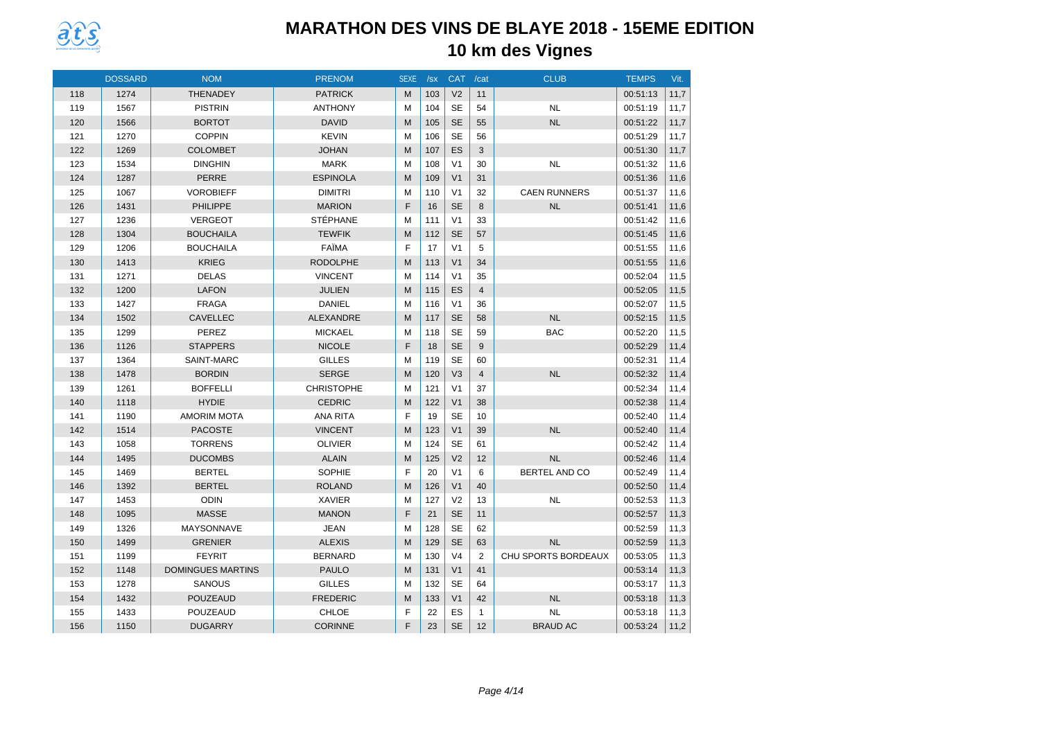# MARATHON DES VINS DE BLAYE 2018 - 15EME EDITION

## 10 km des Vignes

| | DOSSARD | NOM | PRENOM | SEXE | /sx | CAT | /cat | CLUB | TEMPS | Vit. |
|---|---|---|---|---|---|---|---|---|---|---|
| 118 | 1274 | THENADEY | PATRICK | M | 103 | V2 | 11 | | 00:51:13 | 11,7 |
| 119 | 1567 | PISTRIN | ANTHONY | M | 104 | SE | 54 | NL | 00:51:19 | 11,7 |
| 120 | 1566 | BORTOT | DAVID | M | 105 | SE | 55 | NL | 00:51:22 | 11,7 |
| 121 | 1270 | COPPIN | KEVIN | M | 106 | SE | 56 | | 00:51:29 | 11,7 |
| 122 | 1269 | COLOMBET | JOHAN | M | 107 | ES | 3 | | 00:51:30 | 11,7 |
| 123 | 1534 | DINGHIN | MARK | M | 108 | V1 | 30 | NL | 00:51:32 | 11,6 |
| 124 | 1287 | PERRE | ESPINOLA | M | 109 | V1 | 31 | | 00:51:36 | 11,6 |
| 125 | 1067 | VOROBIEFF | DIMITRI | M | 110 | V1 | 32 | CAEN RUNNERS | 00:51:37 | 11,6 |
| 126 | 1431 | PHILIPPE | MARION | F | 16 | SE | 8 | NL | 00:51:41 | 11,6 |
| 127 | 1236 | VERGEOT | STÉPHANE | M | 111 | V1 | 33 | | 00:51:42 | 11,6 |
| 128 | 1304 | BOUCHAILA | TEWFIK | M | 112 | SE | 57 | | 00:51:45 | 11,6 |
| 129 | 1206 | BOUCHAILA | FAÏMA | F | 17 | V1 | 5 | | 00:51:55 | 11,6 |
| 130 | 1413 | KRIEG | RODOLPHE | M | 113 | V1 | 34 | | 00:51:55 | 11,6 |
| 131 | 1271 | DELAS | VINCENT | M | 114 | V1 | 35 | | 00:52:04 | 11,5 |
| 132 | 1200 | LAFON | JULIEN | M | 115 | ES | 4 | | 00:52:05 | 11,5 |
| 133 | 1427 | FRAGA | DANIEL | M | 116 | V1 | 36 | | 00:52:07 | 11,5 |
| 134 | 1502 | CAVELLEC | ALEXANDRE | M | 117 | SE | 58 | NL | 00:52:15 | 11,5 |
| 135 | 1299 | PEREZ | MICKAEL | M | 118 | SE | 59 | BAC | 00:52:20 | 11,5 |
| 136 | 1126 | STAPPERS | NICOLE | F | 18 | SE | 9 | | 00:52:29 | 11,4 |
| 137 | 1364 | SAINT-MARC | GILLES | M | 119 | SE | 60 | | 00:52:31 | 11,4 |
| 138 | 1478 | BORDIN | SERGE | M | 120 | V3 | 4 | NL | 00:52:32 | 11,4 |
| 139 | 1261 | BOFFELLI | CHRISTOPHE | M | 121 | V1 | 37 | | 00:52:34 | 11,4 |
| 140 | 1118 | HYDIE | CEDRIC | M | 122 | V1 | 38 | | 00:52:38 | 11,4 |
| 141 | 1190 | AMORIM MOTA | ANA RITA | F | 19 | SE | 10 | | 00:52:40 | 11,4 |
| 142 | 1514 | PACOSTE | VINCENT | M | 123 | V1 | 39 | NL | 00:52:40 | 11,4 |
| 143 | 1058 | TORRENS | OLIVIER | M | 124 | SE | 61 | | 00:52:42 | 11,4 |
| 144 | 1495 | DUCOMBS | ALAIN | M | 125 | V2 | 12 | NL | 00:52:46 | 11,4 |
| 145 | 1469 | BERTEL | SOPHIE | F | 20 | V1 | 6 | BERTEL AND CO | 00:52:49 | 11,4 |
| 146 | 1392 | BERTEL | ROLAND | M | 126 | V1 | 40 | | 00:52:50 | 11,4 |
| 147 | 1453 | ODIN | XAVIER | M | 127 | V2 | 13 | NL | 00:52:53 | 11,3 |
| 148 | 1095 | MASSE | MANON | F | 21 | SE | 11 | | 00:52:57 | 11,3 |
| 149 | 1326 | MAYSONNAVE | JEAN | M | 128 | SE | 62 | | 00:52:59 | 11,3 |
| 150 | 1499 | GRENIER | ALEXIS | M | 129 | SE | 63 | NL | 00:52:59 | 11,3 |
| 151 | 1199 | FEYRIT | BERNARD | M | 130 | V4 | 2 | CHU SPORTS BORDEAUX | 00:53:05 | 11,3 |
| 152 | 1148 | DOMINGUES MARTINS | PAULO | M | 131 | V1 | 41 | | 00:53:14 | 11,3 |
| 153 | 1278 | SANOUS | GILLES | M | 132 | SE | 64 | | 00:53:17 | 11,3 |
| 154 | 1432 | POUZEAUD | FREDERIC | M | 133 | V1 | 42 | NL | 00:53:18 | 11,3 |
| 155 | 1433 | POUZEAUD | CHLOE | F | 22 | ES | 1 | NL | 00:53:18 | 11,3 |
| 156 | 1150 | DUGARRY | CORINNE | F | 23 | SE | 12 | BRAUD AC | 00:53:24 | 11,2 |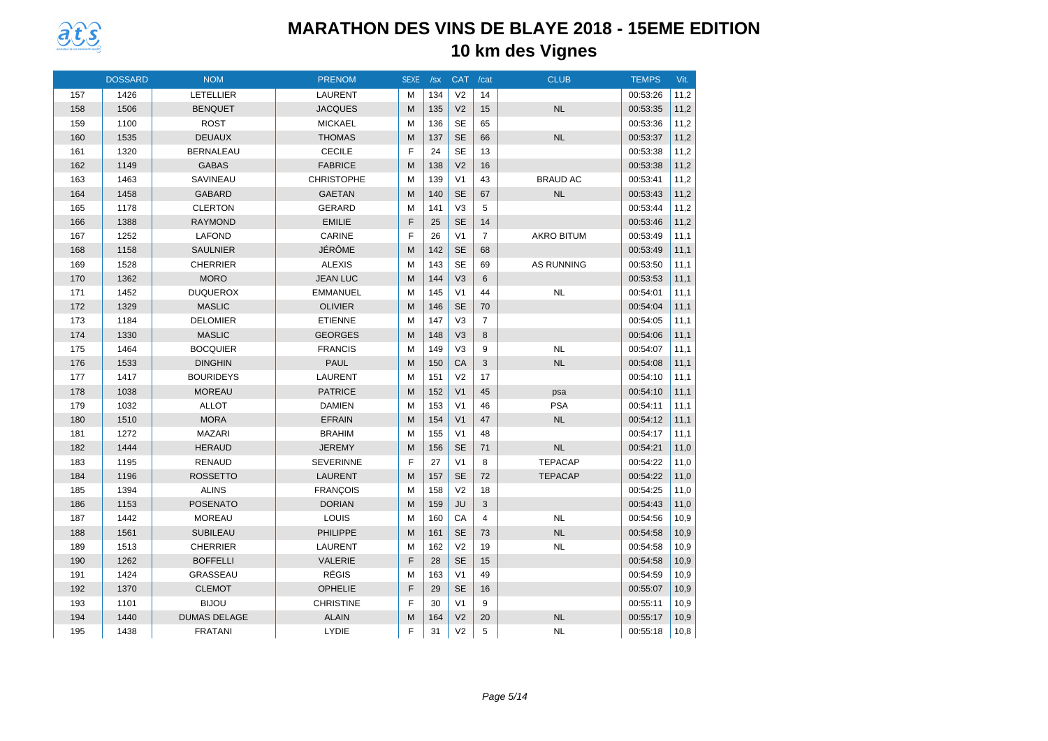# MARATHON DES VINS DE BLAYE 2018 - 15EME EDITION

## 10 km des Vignes

| | DOSSARD | NOM | PRENOM | SEXE | /sx | CAT | /cat | CLUB | TEMPS | Vit. |
|---|---|---|---|---|---|---|---|---|---|---|
| 157 | 1426 | LETELLIER | LAURENT | M | 134 | V2 | 14 | | 00:53:26 | 11,2 |
| 158 | 1506 | BENQUET | JACQUES | M | 135 | V2 | 15 | NL | 00:53:35 | 11,2 |
| 159 | 1100 | ROST | MICKAEL | M | 136 | SE | 65 | | 00:53:36 | 11,2 |
| 160 | 1535 | DEUAUX | THOMAS | M | 137 | SE | 66 | NL | 00:53:37 | 11,2 |
| 161 | 1320 | BERNALEAU | CECILE | F | 24 | SE | 13 | | 00:53:38 | 11,2 |
| 162 | 1149 | GABAS | FABRICE | M | 138 | V2 | 16 | | 00:53:38 | 11,2 |
| 163 | 1463 | SAVINEAU | CHRISTOPHE | M | 139 | V1 | 43 | BRAUD AC | 00:53:41 | 11,2 |
| 164 | 1458 | GABARD | GAETAN | M | 140 | SE | 67 | NL | 00:53:43 | 11,2 |
| 165 | 1178 | CLERTON | GERARD | M | 141 | V3 | 5 | | 00:53:44 | 11,2 |
| 166 | 1388 | RAYMOND | EMILIE | F | 25 | SE | 14 | | 00:53:46 | 11,2 |
| 167 | 1252 | LAFOND | CARINE | F | 26 | V1 | 7 | AKRO BITUM | 00:53:49 | 11,1 |
| 168 | 1158 | SAULNIER | JÉRÔME | M | 142 | SE | 68 | | 00:53:49 | 11,1 |
| 169 | 1528 | CHERRIER | ALEXIS | M | 143 | SE | 69 | AS RUNNING | 00:53:50 | 11,1 |
| 170 | 1362 | MORO | JEAN LUC | M | 144 | V3 | 6 | | 00:53:53 | 11,1 |
| 171 | 1452 | DUQUEROX | EMMANUEL | M | 145 | V1 | 44 | NL | 00:54:01 | 11,1 |
| 172 | 1329 | MASLIC | OLIVIER | M | 146 | SE | 70 | | 00:54:04 | 11,1 |
| 173 | 1184 | DELOMIER | ETIENNE | M | 147 | V3 | 7 | | 00:54:05 | 11,1 |
| 174 | 1330 | MASLIC | GEORGES | M | 148 | V3 | 8 | | 00:54:06 | 11,1 |
| 175 | 1464 | BOCQUIER | FRANCIS | M | 149 | V3 | 9 | NL | 00:54:07 | 11,1 |
| 176 | 1533 | DINGHIN | PAUL | M | 150 | CA | 3 | NL | 00:54:08 | 11,1 |
| 177 | 1417 | BOURIDEYS | LAURENT | M | 151 | V2 | 17 | | 00:54:10 | 11,1 |
| 178 | 1038 | MOREAU | PATRICE | M | 152 | V1 | 45 | psa | 00:54:10 | 11,1 |
| 179 | 1032 | ALLOT | DAMIEN | M | 153 | V1 | 46 | PSA | 00:54:11 | 11,1 |
| 180 | 1510 | MORA | EFRAIN | M | 154 | V1 | 47 | NL | 00:54:12 | 11,1 |
| 181 | 1272 | MAZARI | BRAHIM | M | 155 | V1 | 48 | | 00:54:17 | 11,1 |
| 182 | 1444 | HERAUD | JEREMY | M | 156 | SE | 71 | NL | 00:54:21 | 11,0 |
| 183 | 1195 | RENAUD | SEVERINNE | F | 27 | V1 | 8 | TEPACAP | 00:54:22 | 11,0 |
| 184 | 1196 | ROSSETTO | LAURENT | M | 157 | SE | 72 | TEPACAP | 00:54:22 | 11,0 |
| 185 | 1394 | ALINS | FRANÇOIS | M | 158 | V2 | 18 | | 00:54:25 | 11,0 |
| 186 | 1153 | POSENATO | DORIAN | M | 159 | JU | 3 | | 00:54:43 | 11,0 |
| 187 | 1442 | MOREAU | LOUIS | M | 160 | CA | 4 | NL | 00:54:56 | 10,9 |
| 188 | 1561 | SUBILEAU | PHILIPPE | M | 161 | SE | 73 | NL | 00:54:58 | 10,9 |
| 189 | 1513 | CHERRIER | LAURENT | M | 162 | V2 | 19 | NL | 00:54:58 | 10,9 |
| 190 | 1262 | BOFFELLI | VALERIE | F | 28 | SE | 15 | | 00:54:58 | 10,9 |
| 191 | 1424 | GRASSEAU | RÉGIS | M | 163 | V1 | 49 | | 00:54:59 | 10,9 |
| 192 | 1370 | CLEMOT | OPHELIE | F | 29 | SE | 16 | | 00:55:07 | 10,9 |
| 193 | 1101 | BIJOU | CHRISTINE | F | 30 | V1 | 9 | | 00:55:11 | 10,9 |
| 194 | 1440 | DUMAS DELAGE | ALAIN | M | 164 | V2 | 20 | NL | 00:55:17 | 10,9 |
| 195 | 1438 | FRATANI | LYDIE | F | 31 | V2 | 5 | NL | 00:55:18 | 10,8 |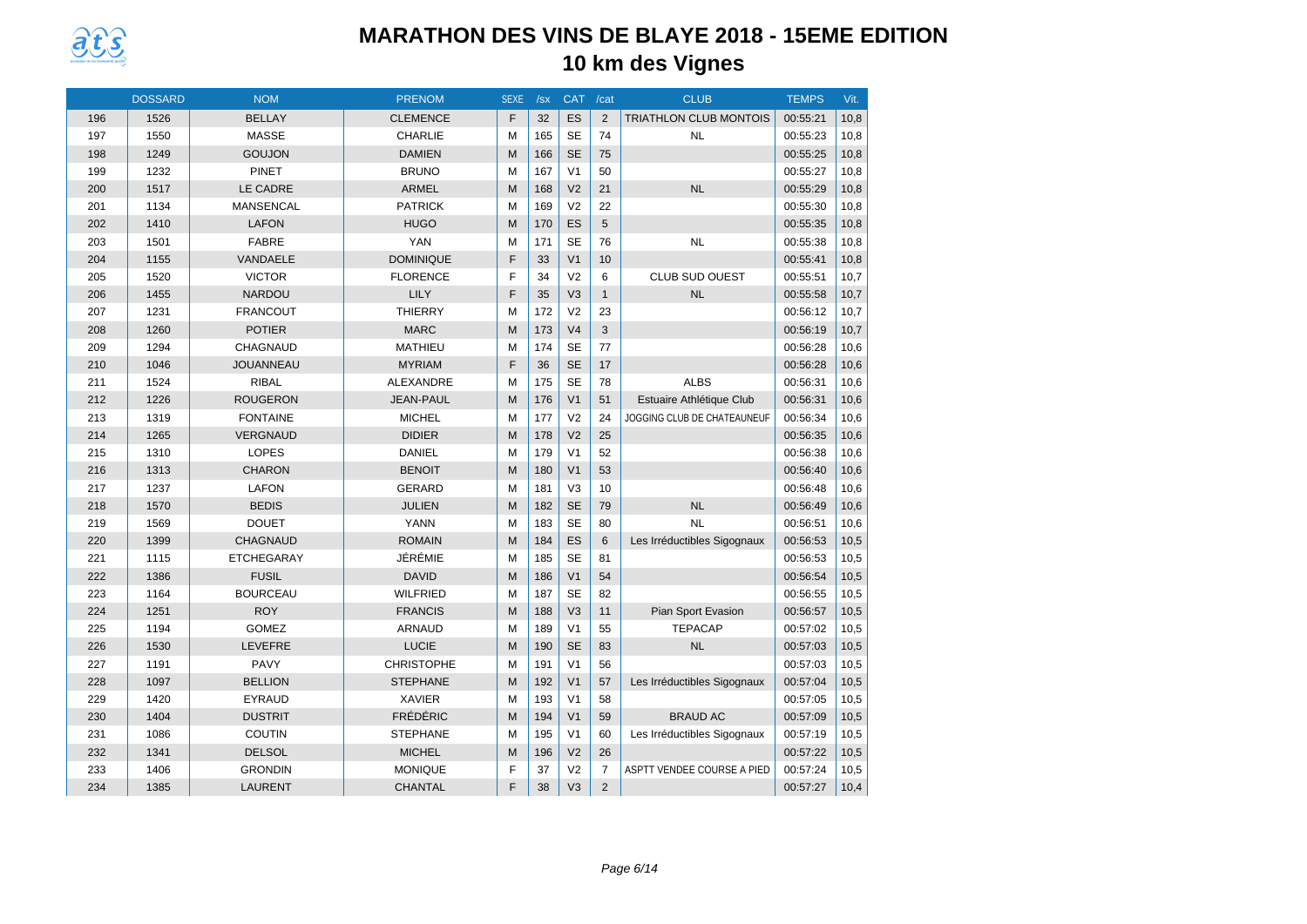# MARATHON DES VINS DE BLAYE 2018 - 15EME EDITION

## 10 km des Vignes

| | DOSSARD | NOM | PRENOM | SEXE | /sx | CAT | /cat | CLUB | TEMPS | Vit. |
|---|---|---|---|---|---|---|---|---|---|---|
| 196 | 1526 | BELLAY | CLEMENCE | F | 32 | ES | 2 | TRIATHLON CLUB MONTOIS | 00:55:21 | 10,8 |
| 197 | 1550 | MASSE | CHARLIE | M | 165 | SE | 74 | NL | 00:55:23 | 10,8 |
| 198 | 1249 | GOUJON | DAMIEN | M | 166 | SE | 75 | | 00:55:25 | 10,8 |
| 199 | 1232 | PINET | BRUNO | M | 167 | V1 | 50 | | 00:55:27 | 10,8 |
| 200 | 1517 | LE CADRE | ARMEL | M | 168 | V2 | 21 | NL | 00:55:29 | 10,8 |
| 201 | 1134 | MANSENCAL | PATRICK | M | 169 | V2 | 22 | | 00:55:30 | 10,8 |
| 202 | 1410 | LAFON | HUGO | M | 170 | ES | 5 | | 00:55:35 | 10,8 |
| 203 | 1501 | FABRE | YAN | M | 171 | SE | 76 | NL | 00:55:38 | 10,8 |
| 204 | 1155 | VANDAELE | DOMINIQUE | F | 33 | V1 | 10 | | 00:55:41 | 10,8 |
| 205 | 1520 | VICTOR | FLORENCE | F | 34 | V2 | 6 | CLUB SUD OUEST | 00:55:51 | 10,7 |
| 206 | 1455 | NARDOU | LILY | F | 35 | V3 | 1 | NL | 00:55:58 | 10,7 |
| 207 | 1231 | FRANCOUT | THIERRY | M | 172 | V2 | 23 | | 00:56:12 | 10,7 |
| 208 | 1260 | POTIER | MARC | M | 173 | V4 | 3 | | 00:56:19 | 10,7 |
| 209 | 1294 | CHAGNAUD | MATHIEU | M | 174 | SE | 77 | | 00:56:28 | 10,6 |
| 210 | 1046 | JOUANNEAU | MYRIAM | F | 36 | SE | 17 | | 00:56:28 | 10,6 |
| 211 | 1524 | RIBAL | ALEXANDRE | M | 175 | SE | 78 | ALBS | 00:56:31 | 10,6 |
| 212 | 1226 | ROUGERON | JEAN-PAUL | M | 176 | V1 | 51 | Estuaire Athlétique Club | 00:56:31 | 10,6 |
| 213 | 1319 | FONTAINE | MICHEL | M | 177 | V2 | 24 | JOGGING CLUB DE CHATEAUNEUF | 00:56:34 | 10,6 |
| 214 | 1265 | VERGNAUD | DIDIER | M | 178 | V2 | 25 | | 00:56:35 | 10,6 |
| 215 | 1310 | LOPES | DANIEL | M | 179 | V1 | 52 | | 00:56:38 | 10,6 |
| 216 | 1313 | CHARON | BENOIT | M | 180 | V1 | 53 | | 00:56:40 | 10,6 |
| 217 | 1237 | LAFON | GERARD | M | 181 | V3 | 10 | | 00:56:48 | 10,6 |
| 218 | 1570 | BEDIS | JULIEN | M | 182 | SE | 79 | NL | 00:56:49 | 10,6 |
| 219 | 1569 | DOUET | YANN | M | 183 | SE | 80 | NL | 00:56:51 | 10,6 |
| 220 | 1399 | CHAGNAUD | ROMAIN | M | 184 | ES | 6 | Les Irréductibles Sigognaux | 00:56:53 | 10,5 |
| 221 | 1115 | ETCHEGARAY | JÉRÉMIE | M | 185 | SE | 81 | | 00:56:53 | 10,5 |
| 222 | 1386 | FUSIL | DAVID | M | 186 | V1 | 54 | | 00:56:54 | 10,5 |
| 223 | 1164 | BOURCEAU | WILFRIED | M | 187 | SE | 82 | | 00:56:55 | 10,5 |
| 224 | 1251 | ROY | FRANCIS | M | 188 | V3 | 11 | Pian Sport Evasion | 00:56:57 | 10,5 |
| 225 | 1194 | GOMEZ | ARNAUD | M | 189 | V1 | 55 | TEPACAP | 00:57:02 | 10,5 |
| 226 | 1530 | LEVEFRE | LUCIE | M | 190 | SE | 83 | NL | 00:57:03 | 10,5 |
| 227 | 1191 | PAVY | CHRISTOPHE | M | 191 | V1 | 56 | | 00:57:03 | 10,5 |
| 228 | 1097 | BELLION | STEPHANE | M | 192 | V1 | 57 | Les Irréductibles Sigognaux | 00:57:04 | 10,5 |
| 229 | 1420 | EYRAUD | XAVIER | M | 193 | V1 | 58 | | 00:57:05 | 10,5 |
| 230 | 1404 | DUSTRIT | FRÉDÉRIC | M | 194 | V1 | 59 | BRAUD AC | 00:57:09 | 10,5 |
| 231 | 1086 | COUTIN | STEPHANE | M | 195 | V1 | 60 | Les Irréductibles Sigognaux | 00:57:19 | 10,5 |
| 232 | 1341 | DELSOL | MICHEL | M | 196 | V2 | 26 | | 00:57:22 | 10,5 |
| 233 | 1406 | GRONDIN | MONIQUE | F | 37 | V2 | 7 | ASPTT VENDEE COURSE A PIED | 00:57:24 | 10,5 |
| 234 | 1385 | LAURENT | CHANTAL | F | 38 | V3 | 2 | | 00:57:27 | 10,4 |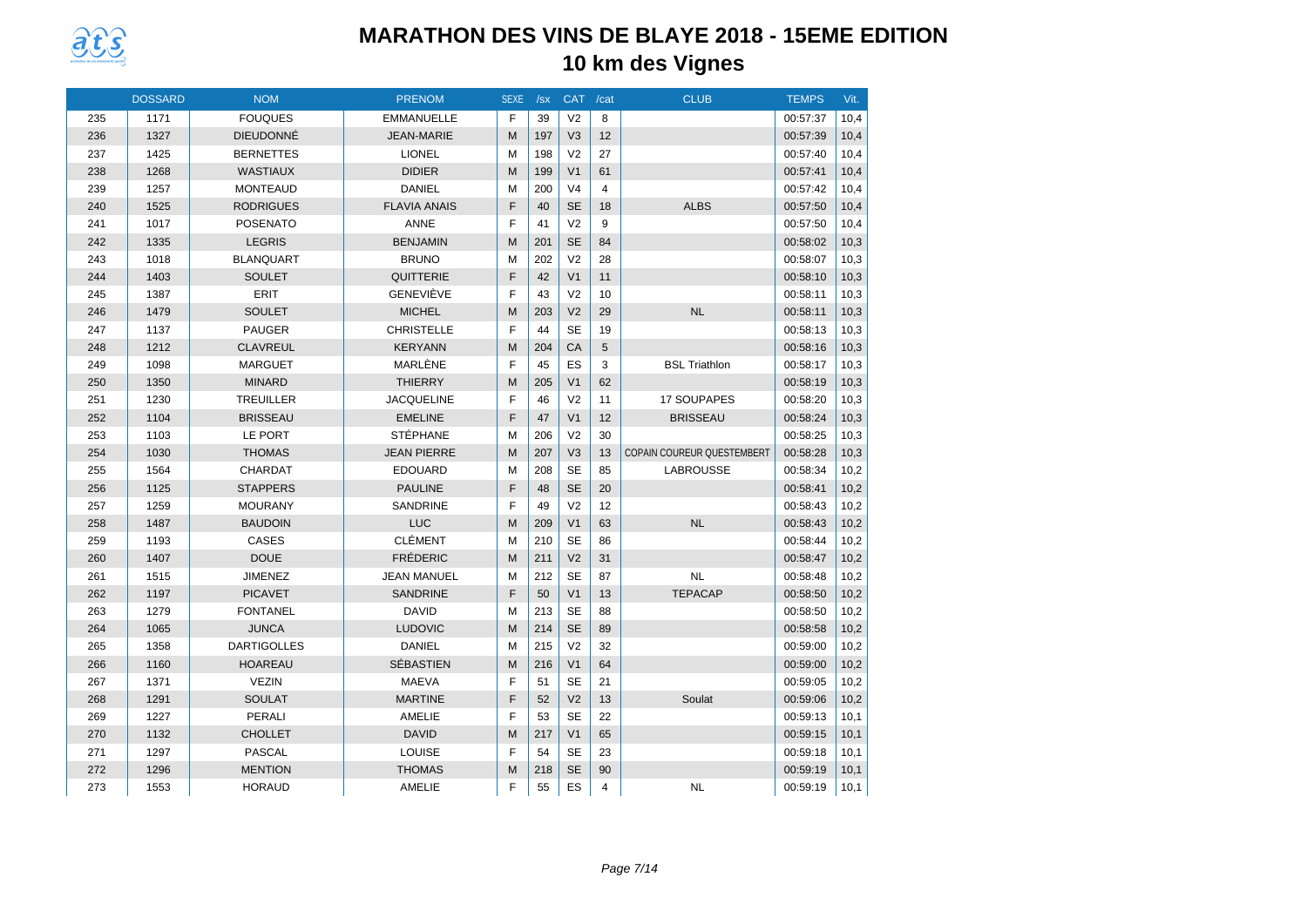# MARATHON DES VINS DE BLAYE 2018 - 15EME EDITION

## 10 km des Vignes

| | DOSSARD | NOM | PRENOM | SEXE | /sx | CAT | /cat | CLUB | TEMPS | Vit. |
|---|---|---|---|---|---|---|---|---|---|---|
| 235 | 1171 | FOUQUES | EMMANUELLE | F | 39 | V2 | 8 | | 00:57:37 | 10,4 |
| 236 | 1327 | DIEUDONNÉ | JEAN-MARIE | M | 197 | V3 | 12 | | 00:57:39 | 10,4 |
| 237 | 1425 | BERNETTES | LIONEL | M | 198 | V2 | 27 | | 00:57:40 | 10,4 |
| 238 | 1268 | WASTIAUX | DIDIER | M | 199 | V1 | 61 | | 00:57:41 | 10,4 |
| 239 | 1257 | MONTEAUD | DANIEL | M | 200 | V4 | 4 | | 00:57:42 | 10,4 |
| 240 | 1525 | RODRIGUES | FLAVIA ANAIS | F | 40 | SE | 18 | ALBS | 00:57:50 | 10,4 |
| 241 | 1017 | POSENATO | ANNE | F | 41 | V2 | 9 | | 00:57:50 | 10,4 |
| 242 | 1335 | LEGRIS | BENJAMIN | M | 201 | SE | 84 | | 00:58:02 | 10,3 |
| 243 | 1018 | BLANQUART | BRUNO | M | 202 | V2 | 28 | | 00:58:07 | 10,3 |
| 244 | 1403 | SOULET | QUITTERIE | F | 42 | V1 | 11 | | 00:58:10 | 10,3 |
| 245 | 1387 | ERIT | GENEVIÈVE | F | 43 | V2 | 10 | | 00:58:11 | 10,3 |
| 246 | 1479 | SOULET | MICHEL | M | 203 | V2 | 29 | NL | 00:58:11 | 10,3 |
| 247 | 1137 | PAUGER | CHRISTELLE | F | 44 | SE | 19 | | 00:58:13 | 10,3 |
| 248 | 1212 | CLAVREUL | KERYANN | M | 204 | CA | 5 | | 00:58:16 | 10,3 |
| 249 | 1098 | MARGUET | MARLÈNE | F | 45 | ES | 3 | BSL Triathlon | 00:58:17 | 10,3 |
| 250 | 1350 | MINARD | THIERRY | M | 205 | V1 | 62 | | 00:58:19 | 10,3 |
| 251 | 1230 | TREUILLER | JACQUELINE | F | 46 | V2 | 11 | 17 SOUPAPES | 00:58:20 | 10,3 |
| 252 | 1104 | BRISSEAU | EMELINE | F | 47 | V1 | 12 | BRISSEAU | 00:58:24 | 10,3 |
| 253 | 1103 | LE PORT | STÉPHANE | M | 206 | V2 | 30 | | 00:58:25 | 10,3 |
| 254 | 1030 | THOMAS | JEAN PIERRE | M | 207 | V3 | 13 | COPAIN COUREUR QUESTEMBERT | 00:58:28 | 10,3 |
| 255 | 1564 | CHARDAT | EDOUARD | M | 208 | SE | 85 | LABROUSSE | 00:58:34 | 10,2 |
| 256 | 1125 | STAPPERS | PAULINE | F | 48 | SE | 20 | | 00:58:41 | 10,2 |
| 257 | 1259 | MOURANY | SANDRINE | F | 49 | V2 | 12 | | 00:58:43 | 10,2 |
| 258 | 1487 | BAUDOIN | LUC | M | 209 | V1 | 63 | NL | 00:58:43 | 10,2 |
| 259 | 1193 | CASES | CLÉMENT | M | 210 | SE | 86 | | 00:58:44 | 10,2 |
| 260 | 1407 | DOUE | FRÉDERIC | M | 211 | V2 | 31 | | 00:58:47 | 10,2 |
| 261 | 1515 | JIMENEZ | JEAN MANUEL | M | 212 | SE | 87 | NL | 00:58:48 | 10,2 |
| 262 | 1197 | PICAVET | SANDRINE | F | 50 | V1 | 13 | TEPACAP | 00:58:50 | 10,2 |
| 263 | 1279 | FONTANEL | DAVID | M | 213 | SE | 88 | | 00:58:50 | 10,2 |
| 264 | 1065 | JUNCA | LUDOVIC | M | 214 | SE | 89 | | 00:58:58 | 10,2 |
| 265 | 1358 | DARTIGOLLES | DANIEL | M | 215 | V2 | 32 | | 00:59:00 | 10,2 |
| 266 | 1160 | HOAREAU | SÉBASTIEN | M | 216 | V1 | 64 | | 00:59:00 | 10,2 |
| 267 | 1371 | VEZIN | MAEVA | F | 51 | SE | 21 | | 00:59:05 | 10,2 |
| 268 | 1291 | SOULAT | MARTINE | F | 52 | V2 | 13 | Soulat | 00:59:06 | 10,2 |
| 269 | 1227 | PERALI | AMELIE | F | 53 | SE | 22 | | 00:59:13 | 10,1 |
| 270 | 1132 | CHOLLET | DAVID | M | 217 | V1 | 65 | | 00:59:15 | 10,1 |
| 271 | 1297 | PASCAL | LOUISE | F | 54 | SE | 23 | | 00:59:18 | 10,1 |
| 272 | 1296 | MENTION | THOMAS | M | 218 | SE | 90 | | 00:59:19 | 10,1 |
| 273 | 1553 | HORAUD | AMELIE | F | 55 | ES | 4 | NL | 00:59:19 | 10,1 |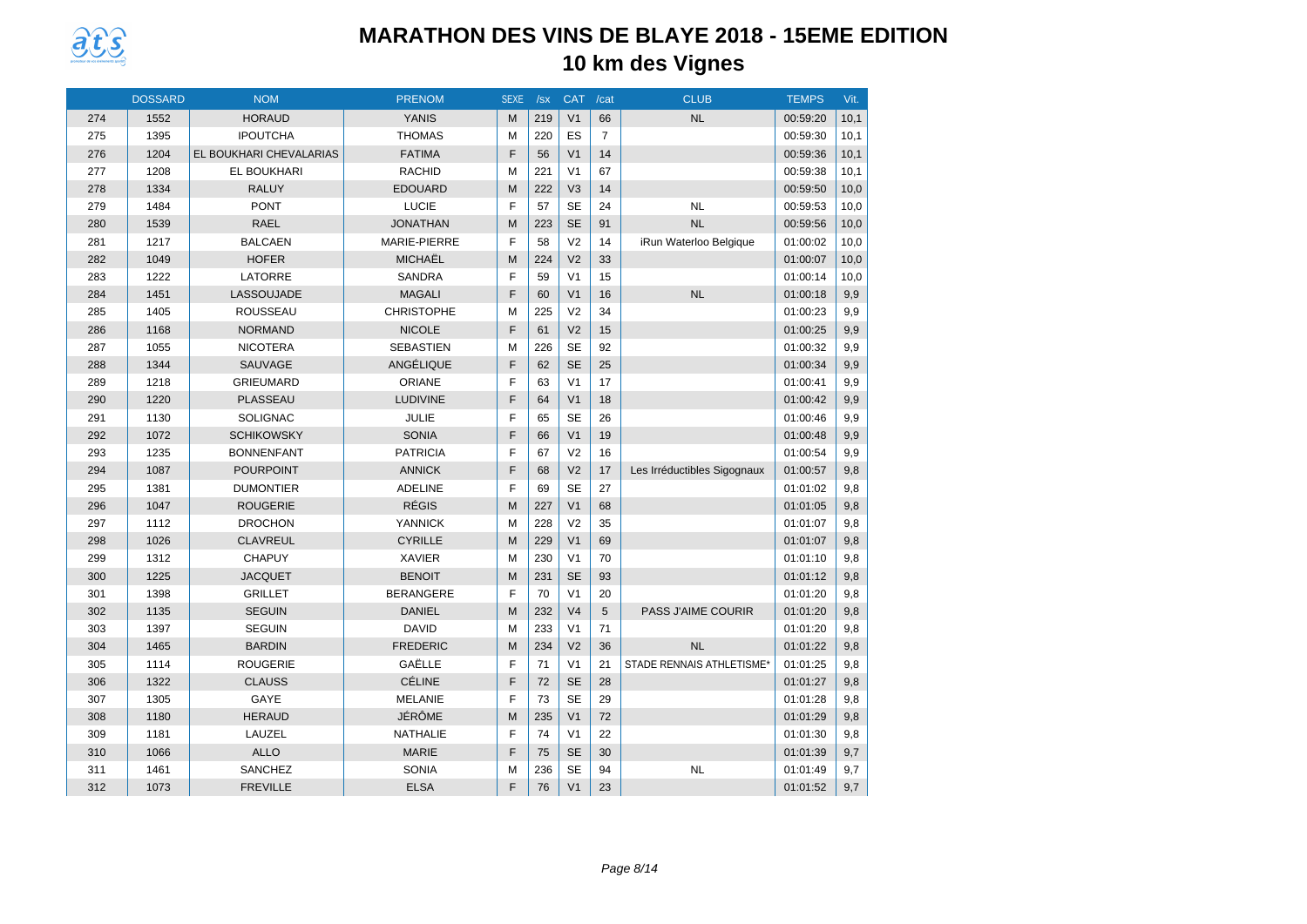# MARATHON DES VINS DE BLAYE 2018 - 15EME EDITION

## 10 km des Vignes

| | DOSSARD | NOM | PRENOM | SEXE | /sx | CAT | /cat | CLUB | TEMPS | Vit. |
|---|---|---|---|---|---|---|---|---|---|---|
| 274 | 1552 | HORAUD | YANIS | M | 219 | V1 | 66 | NL | 00:59:20 | 10,1 |
| 275 | 1395 | IPOUTCHA | THOMAS | M | 220 | ES | 7 | | 00:59:30 | 10,1 |
| 276 | 1204 | EL BOUKHARI CHEVALARIAS | FATIMA | F | 56 | V1 | 14 | | 00:59:36 | 10,1 |
| 277 | 1208 | EL BOUKHARI | RACHID | M | 221 | V1 | 67 | | 00:59:38 | 10,1 |
| 278 | 1334 | RALUY | EDOUARD | M | 222 | V3 | 14 | | 00:59:50 | 10,0 |
| 279 | 1484 | PONT | LUCIE | F | 57 | SE | 24 | NL | 00:59:53 | 10,0 |
| 280 | 1539 | RAEL | JONATHAN | M | 223 | SE | 91 | NL | 00:59:56 | 10,0 |
| 281 | 1217 | BALCAEN | MARIE-PIERRE | F | 58 | V2 | 14 | iRun Waterloo Belgique | 01:00:02 | 10,0 |
| 282 | 1049 | HOFER | MICHAËL | M | 224 | V2 | 33 | | 01:00:07 | 10,0 |
| 283 | 1222 | LATORRE | SANDRA | F | 59 | V1 | 15 | | 01:00:14 | 10,0 |
| 284 | 1451 | LASSOUJADE | MAGALI | F | 60 | V1 | 16 | NL | 01:00:18 | 9,9 |
| 285 | 1405 | ROUSSEAU | CHRISTOPHE | M | 225 | V2 | 34 | | 01:00:23 | 9,9 |
| 286 | 1168 | NORMAND | NICOLE | F | 61 | V2 | 15 | | 01:00:25 | 9,9 |
| 287 | 1055 | NICOTERA | SEBASTIEN | M | 226 | SE | 92 | | 01:00:32 | 9,9 |
| 288 | 1344 | SAUVAGE | ANGÉLIQUE | F | 62 | SE | 25 | | 01:00:34 | 9,9 |
| 289 | 1218 | GRIEUMARD | ORIANE | F | 63 | V1 | 17 | | 01:00:41 | 9,9 |
| 290 | 1220 | PLASSEAU | LUDIVINE | F | 64 | V1 | 18 | | 01:00:42 | 9,9 |
| 291 | 1130 | SOLIGNAC | JULIE | F | 65 | SE | 26 | | 01:00:46 | 9,9 |
| 292 | 1072 | SCHIKOWSKY | SONIA | F | 66 | V1 | 19 | | 01:00:48 | 9,9 |
| 293 | 1235 | BONNENFANT | PATRICIA | F | 67 | V2 | 16 | | 01:00:54 | 9,9 |
| 294 | 1087 | POURPOINT | ANNICK | F | 68 | V2 | 17 | Les Irréductibles Sigognaux | 01:00:57 | 9,8 |
| 295 | 1381 | DUMONTIER | ADELINE | F | 69 | SE | 27 | | 01:01:02 | 9,8 |
| 296 | 1047 | ROUGERIE | RÉGIS | M | 227 | V1 | 68 | | 01:01:05 | 9,8 |
| 297 | 1112 | DROCHON | YANNICK | M | 228 | V2 | 35 | | 01:01:07 | 9,8 |
| 298 | 1026 | CLAVREUL | CYRILLE | M | 229 | V1 | 69 | | 01:01:07 | 9,8 |
| 299 | 1312 | CHAPUY | XAVIER | M | 230 | V1 | 70 | | 01:01:10 | 9,8 |
| 300 | 1225 | JACQUET | BENOIT | M | 231 | SE | 93 | | 01:01:12 | 9,8 |
| 301 | 1398 | GRILLET | BERANGERE | F | 70 | V1 | 20 | | 01:01:20 | 9,8 |
| 302 | 1135 | SEGUIN | DANIEL | M | 232 | V4 | 5 | PASS J'AIME COURIR | 01:01:20 | 9,8 |
| 303 | 1397 | SEGUIN | DAVID | M | 233 | V1 | 71 | | 01:01:20 | 9,8 |
| 304 | 1465 | BARDIN | FREDERIC | M | 234 | V2 | 36 | NL | 01:01:22 | 9,8 |
| 305 | 1114 | ROUGERIE | GAËLLE | F | 71 | V1 | 21 | STADE RENNAIS ATHLETISME* | 01:01:25 | 9,8 |
| 306 | 1322 | CLAUSS | CÉLINE | F | 72 | SE | 28 | | 01:01:27 | 9,8 |
| 307 | 1305 | GAYE | MELANIE | F | 73 | SE | 29 | | 01:01:28 | 9,8 |
| 308 | 1180 | HERAUD | JÉRÔME | M | 235 | V1 | 72 | | 01:01:29 | 9,8 |
| 309 | 1181 | LAUZEL | NATHALIE | F | 74 | V1 | 22 | | 01:01:30 | 9,8 |
| 310 | 1066 | ALLO | MARIE | F | 75 | SE | 30 | | 01:01:39 | 9,7 |
| 311 | 1461 | SANCHEZ | SONIA | M | 236 | SE | 94 | NL | 01:01:49 | 9,7 |
| 312 | 1073 | FREVILLE | ELSA | F | 76 | V1 | 23 | | 01:01:52 | 9,7 |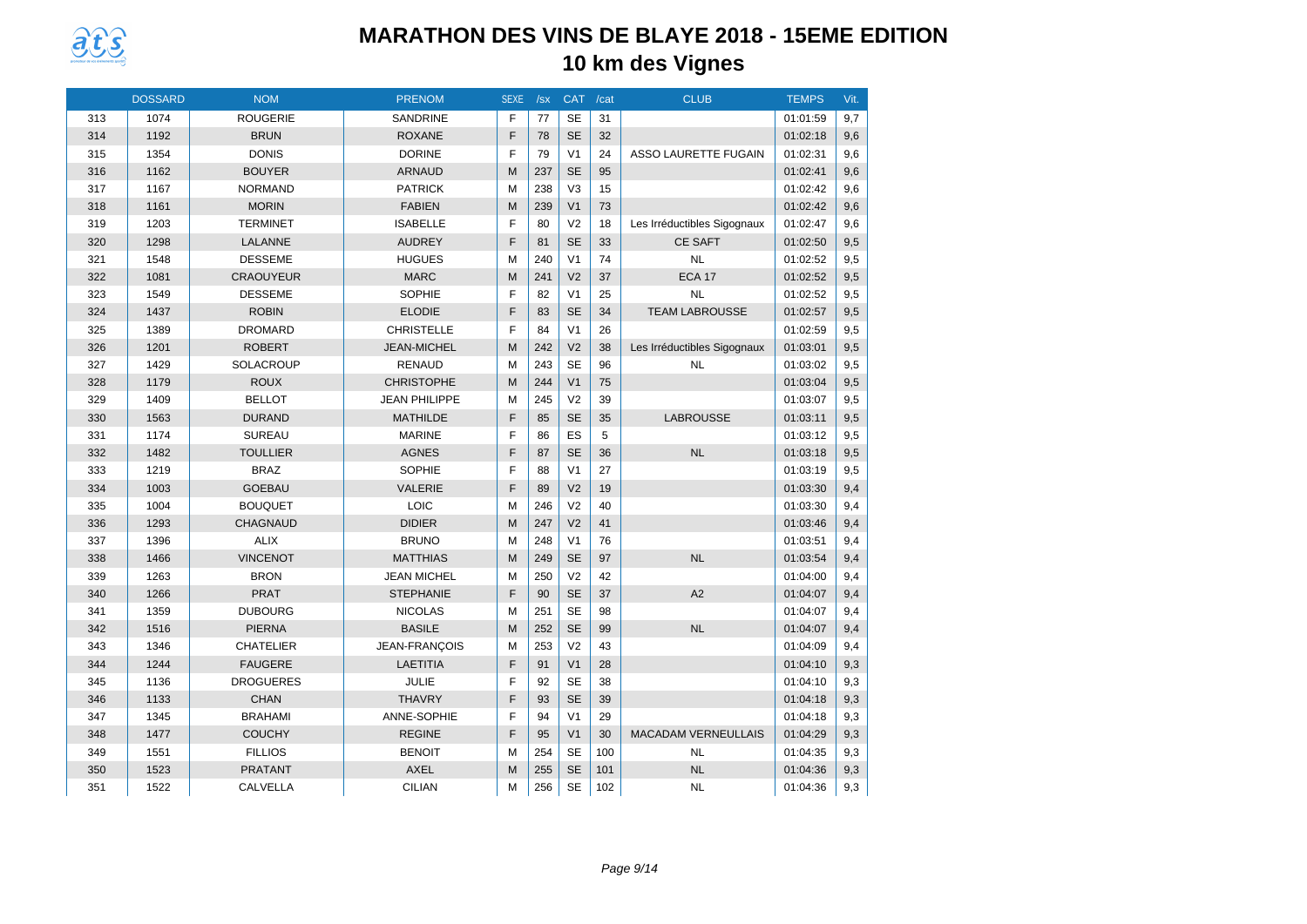# MARATHON DES VINS DE BLAYE 2018 - 15EME EDITION

## 10 km des Vignes

| | DOSSARD | NOM | PRENOM | SEXE | /sx | CAT | /cat | CLUB | TEMPS | Vit. |
|---|---|---|---|---|---|---|---|---|---|---|
| 313 | 1074 | ROUGERIE | SANDRINE | F | 77 | SE | 31 | | 01:01:59 | 9,7 |
| 314 | 1192 | BRUN | ROXANE | F | 78 | SE | 32 | | 01:02:18 | 9,6 |
| 315 | 1354 | DONIS | DORINE | F | 79 | V1 | 24 | ASSO LAURETTE FUGAIN | 01:02:31 | 9,6 |
| 316 | 1162 | BOUYER | ARNAUD | M | 237 | SE | 95 | | 01:02:41 | 9,6 |
| 317 | 1167 | NORMAND | PATRICK | M | 238 | V3 | 15 | | 01:02:42 | 9,6 |
| 318 | 1161 | MORIN | FABIEN | M | 239 | V1 | 73 | | 01:02:42 | 9,6 |
| 319 | 1203 | TERMINET | ISABELLE | F | 80 | V2 | 18 | Les Irréductibles Sigognaux | 01:02:47 | 9,6 |
| 320 | 1298 | LALANNE | AUDREY | F | 81 | SE | 33 | CE SAFT | 01:02:50 | 9,5 |
| 321 | 1548 | DESSEME | HUGUES | M | 240 | V1 | 74 | NL | 01:02:52 | 9,5 |
| 322 | 1081 | CRAOUYEUR | MARC | M | 241 | V2 | 37 | ECA 17 | 01:02:52 | 9,5 |
| 323 | 1549 | DESSEME | SOPHIE | F | 82 | V1 | 25 | NL | 01:02:52 | 9,5 |
| 324 | 1437 | ROBIN | ELODIE | F | 83 | SE | 34 | TEAM LABROUSSE | 01:02:57 | 9,5 |
| 325 | 1389 | DROMARD | CHRISTELLE | F | 84 | V1 | 26 | | 01:02:59 | 9,5 |
| 326 | 1201 | ROBERT | JEAN-MICHEL | M | 242 | V2 | 38 | Les Irréductibles Sigognaux | 01:03:01 | 9,5 |
| 327 | 1429 | SOLACROUP | RENAUD | M | 243 | SE | 96 | NL | 01:03:02 | 9,5 |
| 328 | 1179 | ROUX | CHRISTOPHE | M | 244 | V1 | 75 | | 01:03:04 | 9,5 |
| 329 | 1409 | BELLOT | JEAN PHILIPPE | M | 245 | V2 | 39 | | 01:03:07 | 9,5 |
| 330 | 1563 | DURAND | MATHILDE | F | 85 | SE | 35 | LABROUSSE | 01:03:11 | 9,5 |
| 331 | 1174 | SUREAU | MARINE | F | 86 | ES | 5 | | 01:03:12 | 9,5 |
| 332 | 1482 | TOULLIER | AGNES | F | 87 | SE | 36 | NL | 01:03:18 | 9,5 |
| 333 | 1219 | BRAZ | SOPHIE | F | 88 | V1 | 27 | | 01:03:19 | 9,5 |
| 334 | 1003 | GOEBAU | VALERIE | F | 89 | V2 | 19 | | 01:03:30 | 9,4 |
| 335 | 1004 | BOUQUET | LOIC | M | 246 | V2 | 40 | | 01:03:30 | 9,4 |
| 336 | 1293 | CHAGNAUD | DIDIER | M | 247 | V2 | 41 | | 01:03:46 | 9,4 |
| 337 | 1396 | ALIX | BRUNO | M | 248 | V1 | 76 | | 01:03:51 | 9,4 |
| 338 | 1466 | VINCENOT | MATTHIAS | M | 249 | SE | 97 | NL | 01:03:54 | 9,4 |
| 339 | 1263 | BRON | JEAN MICHEL | M | 250 | V2 | 42 | | 01:04:00 | 9,4 |
| 340 | 1266 | PRAT | STEPHANIE | F | 90 | SE | 37 | A2 | 01:04:07 | 9,4 |
| 341 | 1359 | DUBOURG | NICOLAS | M | 251 | SE | 98 | | 01:04:07 | 9,4 |
| 342 | 1516 | PIERNA | BASILE | M | 252 | SE | 99 | NL | 01:04:07 | 9,4 |
| 343 | 1346 | CHATELIER | JEAN-FRANÇOIS | M | 253 | V2 | 43 | | 01:04:09 | 9,4 |
| 344 | 1244 | FAUGERE | LAETITIA | F | 91 | V1 | 28 | | 01:04:10 | 9,3 |
| 345 | 1136 | DROGUERES | JULIE | F | 92 | SE | 38 | | 01:04:10 | 9,3 |
| 346 | 1133 | CHAN | THAVRY | F | 93 | SE | 39 | | 01:04:18 | 9,3 |
| 347 | 1345 | BRAHAMI | ANNE-SOPHIE | F | 94 | V1 | 29 | | 01:04:18 | 9,3 |
| 348 | 1477 | COUCHY | REGINE | F | 95 | V1 | 30 | MACADAM VERNEULLAIS | 01:04:29 | 9,3 |
| 349 | 1551 | FILLIOS | BENOIT | M | 254 | SE | 100 | NL | 01:04:35 | 9,3 |
| 350 | 1523 | PRATANT | AXEL | M | 255 | SE | 101 | NL | 01:04:36 | 9,3 |
| 351 | 1522 | CALVELLA | CILIAN | M | 256 | SE | 102 | NL | 01:04:36 | 9,3 |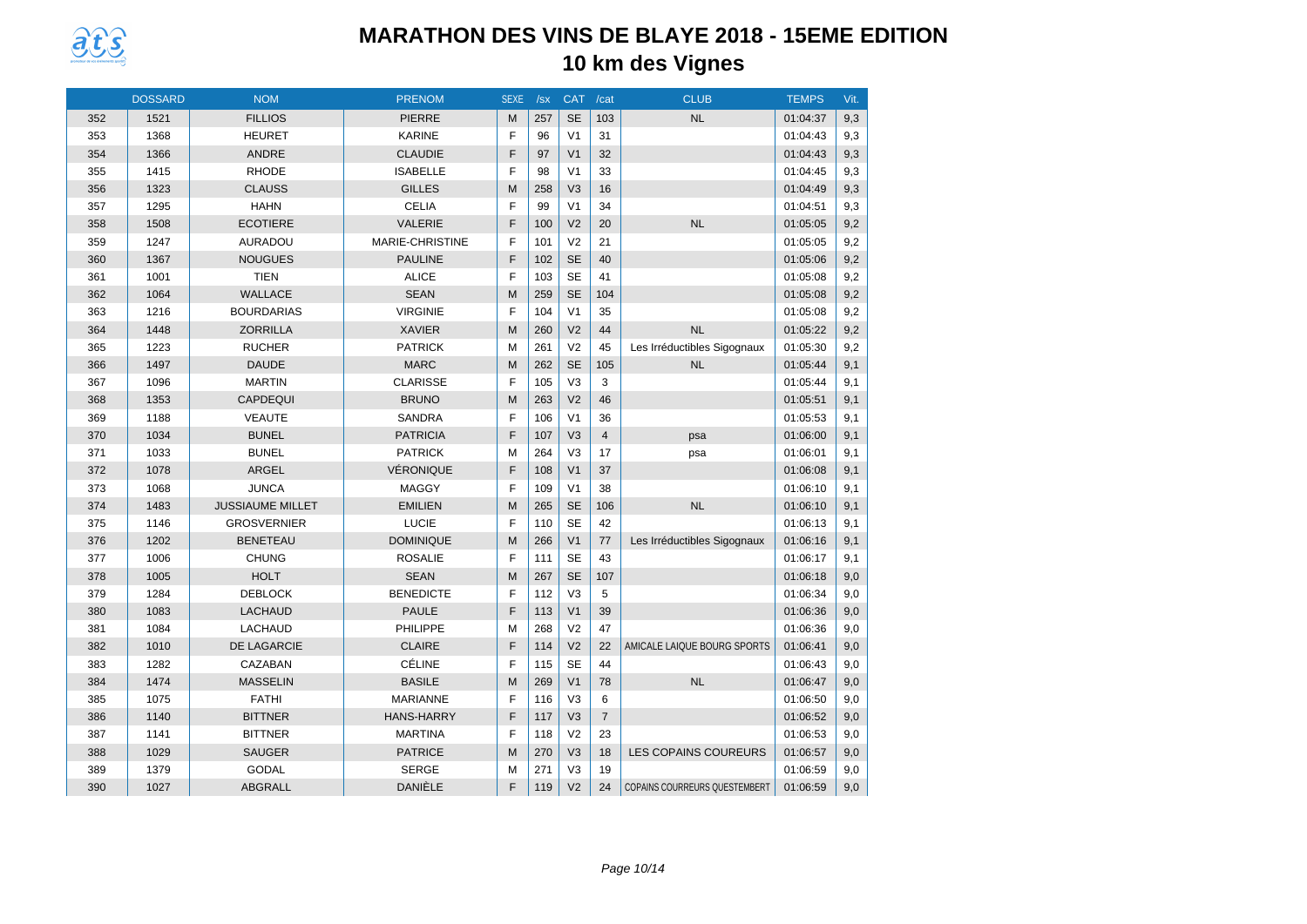# MARATHON DES VINS DE BLAYE 2018 - 15EME EDITION

## 10 km des Vignes

| | DOSSARD | NOM | PRENOM | SEXE | /sx | CAT | /cat | CLUB | TEMPS | Vit. |
|---|---|---|---|---|---|---|---|---|---|---|
| 352 | 1521 | FILLIOS | PIERRE | M | 257 | SE | 103 | NL | 01:04:37 | 9,3 |
| 353 | 1368 | HEURET | KARINE | F | 96 | V1 | 31 | | 01:04:43 | 9,3 |
| 354 | 1366 | ANDRE | CLAUDIE | F | 97 | V1 | 32 | | 01:04:43 | 9,3 |
| 355 | 1415 | RHODE | ISABELLE | F | 98 | V1 | 33 | | 01:04:45 | 9,3 |
| 356 | 1323 | CLAUSS | GILLES | M | 258 | V3 | 16 | | 01:04:49 | 9,3 |
| 357 | 1295 | HAHN | CELIA | F | 99 | V1 | 34 | | 01:04:51 | 9,3 |
| 358 | 1508 | ECOTIERE | VALERIE | F | 100 | V2 | 20 | NL | 01:05:05 | 9,2 |
| 359 | 1247 | AURADOU | MARIE-CHRISTINE | F | 101 | V2 | 21 | | 01:05:05 | 9,2 |
| 360 | 1367 | NOUGUES | PAULINE | F | 102 | SE | 40 | | 01:05:06 | 9,2 |
| 361 | 1001 | TIEN | ALICE | F | 103 | SE | 41 | | 01:05:08 | 9,2 |
| 362 | 1064 | WALLACE | SEAN | M | 259 | SE | 104 | | 01:05:08 | 9,2 |
| 363 | 1216 | BOURDARIAS | VIRGINIE | F | 104 | V1 | 35 | | 01:05:08 | 9,2 |
| 364 | 1448 | ZORRILLA | XAVIER | M | 260 | V2 | 44 | NL | 01:05:22 | 9,2 |
| 365 | 1223 | RUCHER | PATRICK | M | 261 | V2 | 45 | Les Irréductibles Sigognaux | 01:05:30 | 9,2 |
| 366 | 1497 | DAUDE | MARC | M | 262 | SE | 105 | NL | 01:05:44 | 9,1 |
| 367 | 1096 | MARTIN | CLARISSE | F | 105 | V3 | 3 | | 01:05:44 | 9,1 |
| 368 | 1353 | CAPDEQUI | BRUNO | M | 263 | V2 | 46 | | 01:05:51 | 9,1 |
| 369 | 1188 | VEAUTE | SANDRA | F | 106 | V1 | 36 | | 01:05:53 | 9,1 |
| 370 | 1034 | BUNEL | PATRICIA | F | 107 | V3 | 4 | psa | 01:06:00 | 9,1 |
| 371 | 1033 | BUNEL | PATRICK | M | 264 | V3 | 17 | psa | 01:06:01 | 9,1 |
| 372 | 1078 | ARGEL | VÉRONIQUE | F | 108 | V1 | 37 | | 01:06:08 | 9,1 |
| 373 | 1068 | JUNCA | MAGGY | F | 109 | V1 | 38 | | 01:06:10 | 9,1 |
| 374 | 1483 | JUSSIAUME MILLET | EMILIEN | M | 265 | SE | 106 | NL | 01:06:10 | 9,1 |
| 375 | 1146 | GROSVERNIER | LUCIE | F | 110 | SE | 42 | | 01:06:13 | 9,1 |
| 376 | 1202 | BENETEAU | DOMINIQUE | M | 266 | V1 | 77 | Les Irréductibles Sigognaux | 01:06:16 | 9,1 |
| 377 | 1006 | CHUNG | ROSALIE | F | 111 | SE | 43 | | 01:06:17 | 9,1 |
| 378 | 1005 | HOLT | SEAN | M | 267 | SE | 107 | | 01:06:18 | 9,0 |
| 379 | 1284 | DEBLOCK | BENEDICTE | F | 112 | V3 | 5 | | 01:06:34 | 9,0 |
| 380 | 1083 | LACHAUD | PAULE | F | 113 | V1 | 39 | | 01:06:36 | 9,0 |
| 381 | 1084 | LACHAUD | PHILIPPE | M | 268 | V2 | 47 | | 01:06:36 | 9,0 |
| 382 | 1010 | DE LAGARCIE | CLAIRE | F | 114 | V2 | 22 | AMICALE LAIQUE BOURG SPORTS | 01:06:41 | 9,0 |
| 383 | 1282 | CAZABAN | CÉLINE | F | 115 | SE | 44 | | 01:06:43 | 9,0 |
| 384 | 1474 | MASSELIN | BASILE | M | 269 | V1 | 78 | NL | 01:06:47 | 9,0 |
| 385 | 1075 | FATHI | MARIANNE | F | 116 | V3 | 6 | | 01:06:50 | 9,0 |
| 386 | 1140 | BITTNER | HANS-HARRY | F | 117 | V3 | 7 | | 01:06:52 | 9,0 |
| 387 | 1141 | BITTNER | MARTINA | F | 118 | V2 | 23 | | 01:06:53 | 9,0 |
| 388 | 1029 | SAUGER | PATRICE | M | 270 | V3 | 18 | LES COPAINS COUREURS | 01:06:57 | 9,0 |
| 389 | 1379 | GODAL | SERGE | M | 271 | V3 | 19 | | 01:06:59 | 9,0 |
| 390 | 1027 | ABGRALL | DANIÈLE | F | 119 | V2 | 24 | COPAINS COURREURS QUESTEMBERT | 01:06:59 | 9,0 |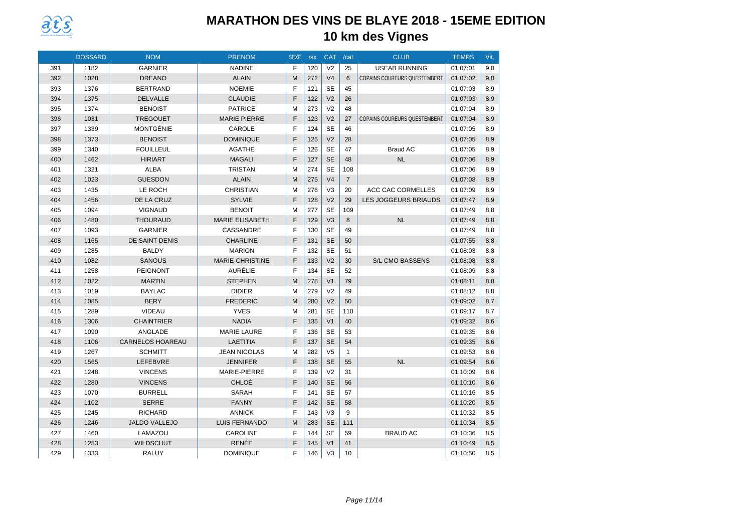# MARATHON DES VINS DE BLAYE 2018 - 15EME EDITION

## 10 km des Vignes

| | DOSSARD | NOM | PRENOM | SEXE | /sx | CAT | /cat | CLUB | TEMPS | Vit. |
|---|---|---|---|---|---|---|---|---|---|---|
| 391 | 1182 | GARNIER | NADINE | F | 120 | V2 | 25 | USEAB RUNNING | 01:07:01 | 9,0 |
| 392 | 1028 | DREANO | ALAIN | M | 272 | V4 | 6 | COPAINS COUREURS QUESTEMBERT | 01:07:02 | 9,0 |
| 393 | 1376 | BERTRAND | NOEMIE | F | 121 | SE | 45 | | 01:07:03 | 8,9 |
| 394 | 1375 | DELVALLE | CLAUDIE | F | 122 | V2 | 26 | | 01:07:03 | 8,9 |
| 395 | 1374 | BENOIST | PATRICE | M | 273 | V2 | 48 | | 01:07:04 | 8,9 |
| 396 | 1031 | TREGOUET | MARIE PIERRE | F | 123 | V2 | 27 | COPAINS COUREURS QUESTEMBERT | 01:07:04 | 8,9 |
| 397 | 1339 | MONTGÉNIE | CAROLE | F | 124 | SE | 46 | | 01:07:05 | 8,9 |
| 398 | 1373 | BENOIST | DOMINIQUE | F | 125 | V2 | 28 | | 01:07:05 | 8,9 |
| 399 | 1340 | FOUILLEUL | AGATHE | F | 126 | SE | 47 | Braud AC | 01:07:05 | 8,9 |
| 400 | 1462 | HIRIART | MAGALI | F | 127 | SE | 48 | NL | 01:07:06 | 8,9 |
| 401 | 1321 | ALBA | TRISTAN | M | 274 | SE | 108 | | 01:07:06 | 8,9 |
| 402 | 1023 | GUESDON | ALAIN | M | 275 | V4 | 7 | | 01:07:08 | 8,9 |
| 403 | 1435 | LE ROCH | CHRISTIAN | M | 276 | V3 | 20 | ACC CAC CORMELLES | 01:07:09 | 8,9 |
| 404 | 1456 | DE LA CRUZ | SYLVIE | F | 128 | V2 | 29 | LES JOGGEURS BRIAUDS | 01:07:47 | 8,9 |
| 405 | 1094 | VIGNAUD | BENOIT | M | 277 | SE | 109 | | 01:07:49 | 8,8 |
| 406 | 1480 | THOURAUD | MARIE ELISABETH | F | 129 | V3 | 8 | NL | 01:07:49 | 8,8 |
| 407 | 1093 | GARNIER | CASSANDRE | F | 130 | SE | 49 | | 01:07:49 | 8,8 |
| 408 | 1165 | DE SAINT DENIS | CHARLINE | F | 131 | SE | 50 | | 01:07:55 | 8,8 |
| 409 | 1285 | BALDY | MARION | F | 132 | SE | 51 | | 01:08:03 | 8,8 |
| 410 | 1082 | SANOUS | MARIE-CHRISTINE | F | 133 | V2 | 30 | S/L CMO BASSENS | 01:08:08 | 8,8 |
| 411 | 1258 | PEIGNONT | AURÉLIE | F | 134 | SE | 52 | | 01:08:09 | 8,8 |
| 412 | 1022 | MARTIN | STEPHEN | M | 278 | V1 | 79 | | 01:08:11 | 8,8 |
| 413 | 1019 | BAYLAC | DIDIER | M | 279 | V2 | 49 | | 01:08:12 | 8,8 |
| 414 | 1085 | BERY | FREDERIC | M | 280 | V2 | 50 | | 01:09:02 | 8,7 |
| 415 | 1289 | VIDEAU | YVES | M | 281 | SE | 110 | | 01:09:17 | 8,7 |
| 416 | 1306 | CHAINTRIER | NADIA | F | 135 | V1 | 40 | | 01:09:32 | 8,6 |
| 417 | 1090 | ANGLADE | MARIE LAURE | F | 136 | SE | 53 | | 01:09:35 | 8,6 |
| 418 | 1106 | CARNELOS HOAREAU | LAETITIA | F | 137 | SE | 54 | | 01:09:35 | 8,6 |
| 419 | 1267 | SCHMITT | JEAN NICOLAS | M | 282 | V5 | 1 | | 01:09:53 | 8,6 |
| 420 | 1565 | LEFEBVRE | JENNIFER | F | 138 | SE | 55 | NL | 01:09:54 | 8,6 |
| 421 | 1248 | VINCENS | MARIE-PIERRE | F | 139 | V2 | 31 | | 01:10:09 | 8,6 |
| 422 | 1280 | VINCENS | CHLOÉ | F | 140 | SE | 56 | | 01:10:10 | 8,6 |
| 423 | 1070 | BURRELL | SARAH | F | 141 | SE | 57 | | 01:10:16 | 8,5 |
| 424 | 1102 | SERRE | FANNY | F | 142 | SE | 58 | | 01:10:20 | 8,5 |
| 425 | 1245 | RICHARD | ANNICK | F | 143 | V3 | 9 | | 01:10:32 | 8,5 |
| 426 | 1246 | JALDO VALLEJO | LUIS FERNANDO | M | 283 | SE | 111 | | 01:10:34 | 8,5 |
| 427 | 1460 | LAMAZOU | CAROLINE | F | 144 | SE | 59 | BRAUD AC | 01:10:36 | 8,5 |
| 428 | 1253 | WILDSCHUT | RENÉE | F | 145 | V1 | 41 | | 01:10:49 | 8,5 |
| 429 | 1333 | RALUY | DOMINIQUE | F | 146 | V3 | 10 | | 01:10:50 | 8,5 |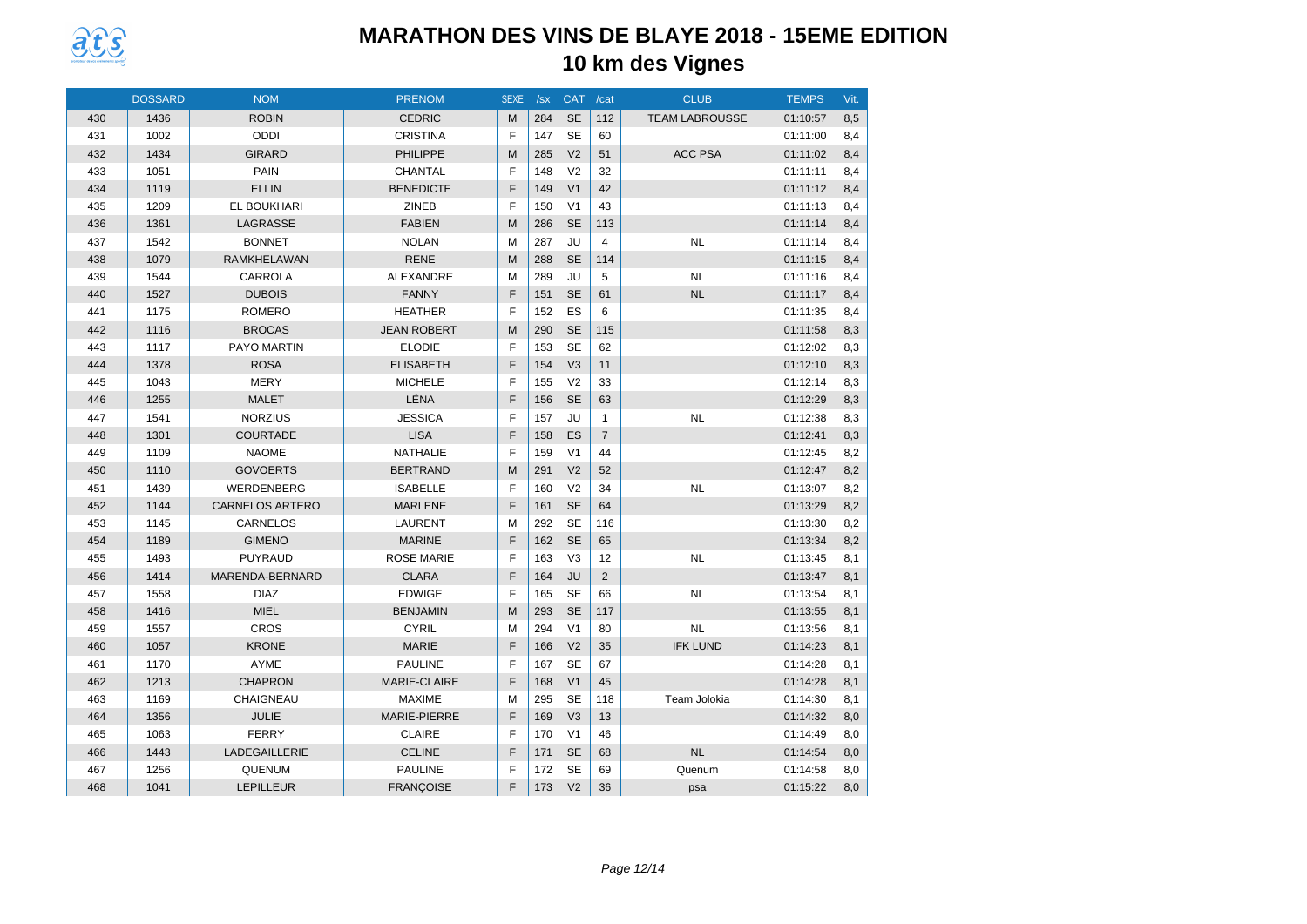# MARATHON DES VINS DE BLAYE 2018 - 15EME EDITION

## 10 km des Vignes

| | DOSSARD | NOM | PRENOM | SEXE | /sx | CAT | /cat | CLUB | TEMPS | Vit. |
|---|---|---|---|---|---|---|---|---|---|---|
| 430 | 1436 | ROBIN | CEDRIC | M | 284 | SE | 112 | TEAM LABROUSSE | 01:10:57 | 8,5 |
| 431 | 1002 | ODDI | CRISTINA | F | 147 | SE | 60 | | 01:11:00 | 8,4 |
| 432 | 1434 | GIRARD | PHILIPPE | M | 285 | V2 | 51 | ACC PSA | 01:11:02 | 8,4 |
| 433 | 1051 | PAIN | CHANTAL | F | 148 | V2 | 32 | | 01:11:11 | 8,4 |
| 434 | 1119 | ELLIN | BENEDICTE | F | 149 | V1 | 42 | | 01:11:12 | 8,4 |
| 435 | 1209 | EL BOUKHARI | ZINEB | F | 150 | V1 | 43 | | 01:11:13 | 8,4 |
| 436 | 1361 | LAGRASSE | FABIEN | M | 286 | SE | 113 | | 01:11:14 | 8,4 |
| 437 | 1542 | BONNET | NOLAN | M | 287 | JU | 4 | NL | 01:11:14 | 8,4 |
| 438 | 1079 | RAMKHELAWAN | RENE | M | 288 | SE | 114 | | 01:11:15 | 8,4 |
| 439 | 1544 | CARROLA | ALEXANDRE | M | 289 | JU | 5 | NL | 01:11:16 | 8,4 |
| 440 | 1527 | DUBOIS | FANNY | F | 151 | SE | 61 | NL | 01:11:17 | 8,4 |
| 441 | 1175 | ROMERO | HEATHER | F | 152 | ES | 6 | | 01:11:35 | 8,4 |
| 442 | 1116 | BROCAS | JEAN ROBERT | M | 290 | SE | 115 | | 01:11:58 | 8,3 |
| 443 | 1117 | PAYO MARTIN | ELODIE | F | 153 | SE | 62 | | 01:12:02 | 8,3 |
| 444 | 1378 | ROSA | ELISABETH | F | 154 | V3 | 11 | | 01:12:10 | 8,3 |
| 445 | 1043 | MERY | MICHELE | F | 155 | V2 | 33 | | 01:12:14 | 8,3 |
| 446 | 1255 | MALET | LÉNA | F | 156 | SE | 63 | | 01:12:29 | 8,3 |
| 447 | 1541 | NORZIUS | JESSICA | F | 157 | JU | 1 | NL | 01:12:38 | 8,3 |
| 448 | 1301 | COURTADE | LISA | F | 158 | ES | 7 | | 01:12:41 | 8,3 |
| 449 | 1109 | NAOME | NATHALIE | F | 159 | V1 | 44 | | 01:12:45 | 8,2 |
| 450 | 1110 | GOVOERTS | BERTRAND | M | 291 | V2 | 52 | | 01:12:47 | 8,2 |
| 451 | 1439 | WERDENBERG | ISABELLE | F | 160 | V2 | 34 | NL | 01:13:07 | 8,2 |
| 452 | 1144 | CARNELOS ARTERO | MARLENE | F | 161 | SE | 64 | | 01:13:29 | 8,2 |
| 453 | 1145 | CARNELOS | LAURENT | M | 292 | SE | 116 | | 01:13:30 | 8,2 |
| 454 | 1189 | GIMENO | MARINE | F | 162 | SE | 65 | | 01:13:34 | 8,2 |
| 455 | 1493 | PUYRAUD | ROSE MARIE | F | 163 | V3 | 12 | NL | 01:13:45 | 8,1 |
| 456 | 1414 | MARENDA-BERNARD | CLARA | F | 164 | JU | 2 | | 01:13:47 | 8,1 |
| 457 | 1558 | DIAZ | EDWIGE | F | 165 | SE | 66 | NL | 01:13:54 | 8,1 |
| 458 | 1416 | MIEL | BENJAMIN | M | 293 | SE | 117 | | 01:13:55 | 8,1 |
| 459 | 1557 | CROS | CYRIL | M | 294 | V1 | 80 | NL | 01:13:56 | 8,1 |
| 460 | 1057 | KRONE | MARIE | F | 166 | V2 | 35 | IFK LUND | 01:14:23 | 8,1 |
| 461 | 1170 | AYME | PAULINE | F | 167 | SE | 67 | | 01:14:28 | 8,1 |
| 462 | 1213 | CHAPRON | MARIE-CLAIRE | F | 168 | V1 | 45 | | 01:14:28 | 8,1 |
| 463 | 1169 | CHAIGNEAU | MAXIME | M | 295 | SE | 118 | Team Jolokia | 01:14:30 | 8,1 |
| 464 | 1356 | JULIE | MARIE-PIERRE | F | 169 | V3 | 13 | | 01:14:32 | 8,0 |
| 465 | 1063 | FERRY | CLAIRE | F | 170 | V1 | 46 | | 01:14:49 | 8,0 |
| 466 | 1443 | LADEGAILLERIE | CELINE | F | 171 | SE | 68 | NL | 01:14:54 | 8,0 |
| 467 | 1256 | QUENUM | PAULINE | F | 172 | SE | 69 | Quenum | 01:14:58 | 8,0 |
| 468 | 1041 | LEPILLEUR | FRANÇOISE | F | 173 | V2 | 36 | psa | 01:15:22 | 8,0 |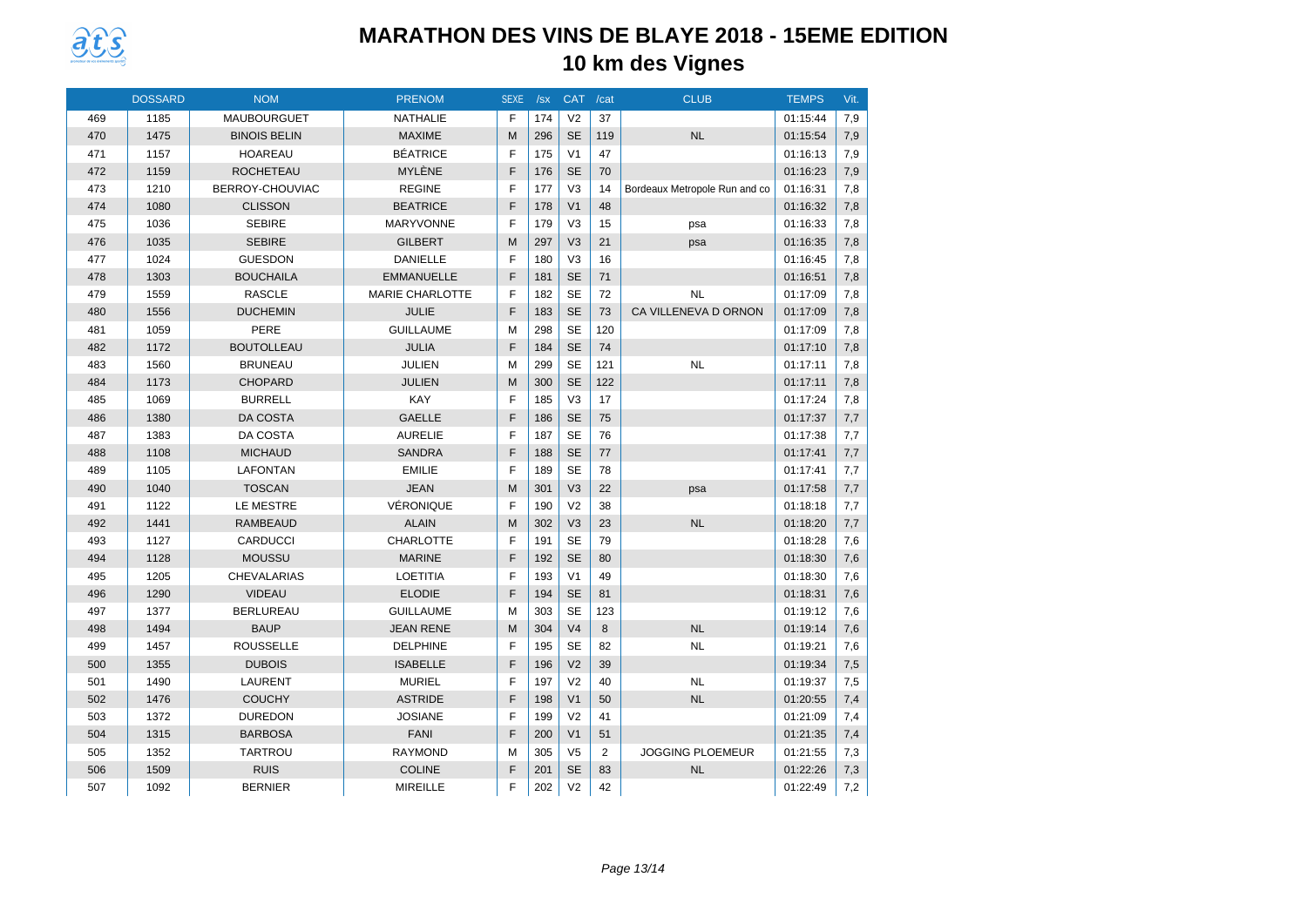# MARATHON DES VINS DE BLAYE 2018 - 15EME EDITION

## 10 km des Vignes

| | DOSSARD | NOM | PRENOM | SEXE | /sx | CAT | /cat | CLUB | TEMPS | Vit. |
|---|---|---|---|---|---|---|---|---|---|---|
| 469 | 1185 | MAUBOURGUET | NATHALIE | F | 174 | V2 | 37 | | 01:15:44 | 7,9 |
| 470 | 1475 | BINOIS BELIN | MAXIME | M | 296 | SE | 119 | NL | 01:15:54 | 7,9 |
| 471 | 1157 | HOAREAU | BÉATRICE | F | 175 | V1 | 47 | | 01:16:13 | 7,9 |
| 472 | 1159 | ROCHETEAU | MYLÈNE | F | 176 | SE | 70 | | 01:16:23 | 7,9 |
| 473 | 1210 | BERROY-CHOUVIAC | REGINE | F | 177 | V3 | 14 | Bordeaux Metropole Run and co | 01:16:31 | 7,8 |
| 474 | 1080 | CLISSON | BEATRICE | F | 178 | V1 | 48 | | 01:16:32 | 7,8 |
| 475 | 1036 | SEBIRE | MARYVONNE | F | 179 | V3 | 15 | psa | 01:16:33 | 7,8 |
| 476 | 1035 | SEBIRE | GILBERT | M | 297 | V3 | 21 | psa | 01:16:35 | 7,8 |
| 477 | 1024 | GUESDON | DANIELLE | F | 180 | V3 | 16 | | 01:16:45 | 7,8 |
| 478 | 1303 | BOUCHAILA | EMMANUELLE | F | 181 | SE | 71 | | 01:16:51 | 7,8 |
| 479 | 1559 | RASCLE | MARIE CHARLOTTE | F | 182 | SE | 72 | NL | 01:17:09 | 7,8 |
| 480 | 1556 | DUCHEMIN | JULIE | F | 183 | SE | 73 | CA VILLENEVA D ORNON | 01:17:09 | 7,8 |
| 481 | 1059 | PERE | GUILLAUME | M | 298 | SE | 120 | | 01:17:09 | 7,8 |
| 482 | 1172 | BOUTOLLEAU | JULIA | F | 184 | SE | 74 | | 01:17:10 | 7,8 |
| 483 | 1560 | BRUNEAU | JULIEN | M | 299 | SE | 121 | NL | 01:17:11 | 7,8 |
| 484 | 1173 | CHOPARD | JULIEN | M | 300 | SE | 122 | | 01:17:11 | 7,8 |
| 485 | 1069 | BURRELL | KAY | F | 185 | V3 | 17 | | 01:17:24 | 7,8 |
| 486 | 1380 | DA COSTA | GAELLE | F | 186 | SE | 75 | | 01:17:37 | 7,7 |
| 487 | 1383 | DA COSTA | AURELIE | F | 187 | SE | 76 | | 01:17:38 | 7,7 |
| 488 | 1108 | MICHAUD | SANDRA | F | 188 | SE | 77 | | 01:17:41 | 7,7 |
| 489 | 1105 | LAFONTAN | EMILIE | F | 189 | SE | 78 | | 01:17:41 | 7,7 |
| 490 | 1040 | TOSCAN | JEAN | M | 301 | V3 | 22 | psa | 01:17:58 | 7,7 |
| 491 | 1122 | LE MESTRE | VÉRONIQUE | F | 190 | V2 | 38 | | 01:18:18 | 7,7 |
| 492 | 1441 | RAMBEAUD | ALAIN | M | 302 | V3 | 23 | NL | 01:18:20 | 7,7 |
| 493 | 1127 | CARDUCCI | CHARLOTTE | F | 191 | SE | 79 | | 01:18:28 | 7,6 |
| 494 | 1128 | MOUSSU | MARINE | F | 192 | SE | 80 | | 01:18:30 | 7,6 |
| 495 | 1205 | CHEVALARIAS | LOETITIA | F | 193 | V1 | 49 | | 01:18:30 | 7,6 |
| 496 | 1290 | VIDEAU | ELODIE | F | 194 | SE | 81 | | 01:18:31 | 7,6 |
| 497 | 1377 | BERLUREAU | GUILLAUME | M | 303 | SE | 123 | | 01:19:12 | 7,6 |
| 498 | 1494 | BAUP | JEAN RENE | M | 304 | V4 | 8 | NL | 01:19:14 | 7,6 |
| 499 | 1457 | ROUSSELLE | DELPHINE | F | 195 | SE | 82 | NL | 01:19:21 | 7,6 |
| 500 | 1355 | DUBOIS | ISABELLE | F | 196 | V2 | 39 | | 01:19:34 | 7,5 |
| 501 | 1490 | LAURENT | MURIEL | F | 197 | V2 | 40 | NL | 01:19:37 | 7,5 |
| 502 | 1476 | COUCHY | ASTRIDE | F | 198 | V1 | 50 | NL | 01:20:55 | 7,4 |
| 503 | 1372 | DUREDON | JOSIANE | F | 199 | V2 | 41 | | 01:21:09 | 7,4 |
| 504 | 1315 | BARBOSA | FANI | F | 200 | V1 | 51 | | 01:21:35 | 7,4 |
| 505 | 1352 | TARTROU | RAYMOND | M | 305 | V5 | 2 | JOGGING PLOEMEUR | 01:21:55 | 7,3 |
| 506 | 1509 | RUIS | COLINE | F | 201 | SE | 83 | NL | 01:22:26 | 7,3 |
| 507 | 1092 | BERNIER | MIREILLE | F | 202 | V2 | 42 | | 01:22:49 | 7,2 |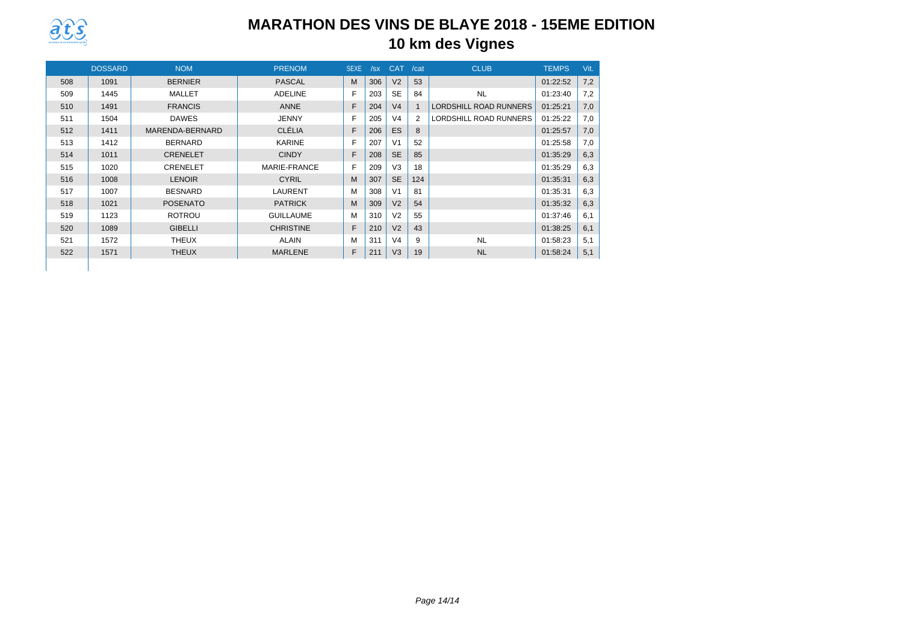# MARATHON DES VINS DE BLAYE 2018 - 15EME EDITION

## 10 km des Vignes

| | DOSSARD | NOM | PRENOM | SEXE | /sx | CAT | /cat | CLUB | TEMPS | Vit. |
|---|---|---|---|---|---|---|---|---|---|---|
| 508 | 1091 | BERNIER | PASCAL | M | 306 | V2 | 53 | | 01:22:52 | 7,2 |
| 509 | 1445 | MALLET | ADELINE | F | 203 | SE | 84 | NL | 01:23:40 | 7,2 |
| 510 | 1491 | FRANCIS | ANNE | F | 204 | V4 | 1 | LORDSHILL ROAD RUNNERS | 01:25:21 | 7,0 |
| 511 | 1504 | DAWES | JENNY | F | 205 | V4 | 2 | LORDSHILL ROAD RUNNERS | 01:25:22 | 7,0 |
| 512 | 1411 | MARENDA-BERNARD | CLÉLIA | F | 206 | ES | 8 | | 01:25:57 | 7,0 |
| 513 | 1412 | BERNARD | KARINE | F | 207 | V1 | 52 | | 01:25:58 | 7,0 |
| 514 | 1011 | CRENELET | CINDY | F | 208 | SE | 85 | | 01:35:29 | 6,3 |
| 515 | 1020 | CRENELET | MARIE-FRANCE | F | 209 | V3 | 18 | | 01:35:29 | 6,3 |
| 516 | 1008 | LENOIR | CYRIL | M | 307 | SE | 124 | | 01:35:31 | 6,3 |
| 517 | 1007 | BESNARD | LAURENT | M | 308 | V1 | 81 | | 01:35:31 | 6,3 |
| 518 | 1021 | POSENATO | PATRICK | M | 309 | V2 | 54 | | 01:35:32 | 6,3 |
| 519 | 1123 | ROTROU | GUILLAUME | M | 310 | V2 | 55 | | 01:37:46 | 6,1 |
| 520 | 1089 | GIBELLI | CHRISTINE | F | 210 | V2 | 43 | | 01:38:25 | 6,1 |
| 521 | 1572 | THEUX | ALAIN | M | 311 | V4 | 9 | NL | 01:58:23 | 5,1 |
| 522 | 1571 | THEUX | MARLENE | F | 211 | V3 | 19 | NL | 01:58:24 | 5,1 |